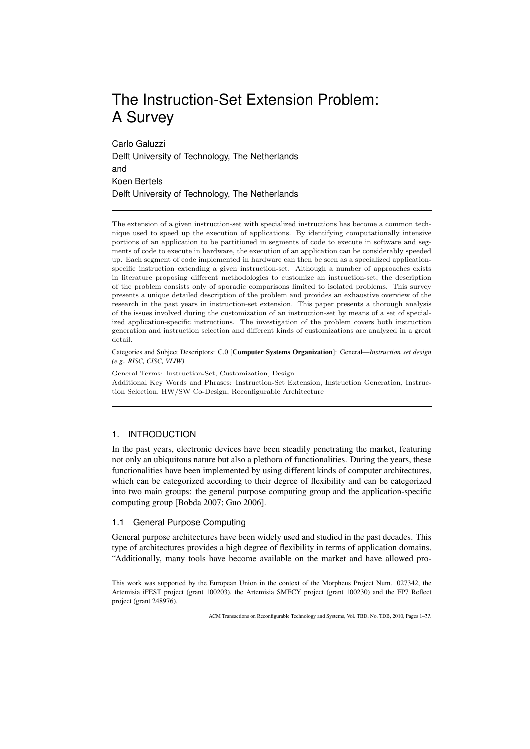# The Instruction-Set Extension Problem: A Survey

Carlo Galuzzi
Delft University of Technology, The Netherlands
and
Koen Bertels
Delft University of Technology, The Netherlands

---

The extension of a given instruction-set with specialized instructions has become a common technique used to speed up the execution of applications. By identifying computationally intensive portions of an application to be partitioned in segments of code to execute in software and segments of code to execute in hardware, the execution of an application can be considerably speeded up. Each segment of code implemented in hardware can then be seen as a specialized application-specific instruction extending a given instruction-set. Although a number of approaches exists in literature proposing different methodologies to customize an instruction-set, the description of the problem consists only of sporadic comparisons limited to isolated problems. This survey presents a unique detailed description of the problem and provides an exhaustive overview of the research in the past years in instruction-set extension. This paper presents a thorough analysis of the issues involved during the customization of an instruction-set by means of a set of specialized application-specific instructions. The investigation of the problem covers both instruction generation and instruction selection and different kinds of customizations are analyzed in a great detail.

Categories and Subject Descriptors: C.0 [**Computer Systems Organization**]: General—*Instruction set design (e.g., RISC, CISC, VLIW)*

General Terms: Instruction-Set, Customization, Design

Additional Key Words and Phrases: Instruction-Set Extension, Instruction Generation, Instruction Selection, HW/SW Co-Design, Reconfigurable Architecture

---

## 1. INTRODUCTION

In the past years, electronic devices have been steadily penetrating the market, featuring not only an ubiquitous nature but also a plethora of functionalities. During the years, these functionalities have been implemented by using different kinds of computer architectures, which can be categorized according to their degree of flexibility and can be categorized into two main groups: the general purpose computing group and the application-specific computing group [Bobda 2007; Guo 2006].

### 1.1 General Purpose Computing

General purpose architectures have been widely used and studied in the past decades. This type of architectures provides a high degree of flexibility in terms of application domains. "Additionally, many tools have become available on the market and have allowed pro-

---

This work was supported by the European Union in the context of the Morpheus Project Num. 027342, the Artemisia iFEST project (grant 100203), the Artemisia SMECY project (grant 100230) and the FP7 Reflect project (grant 248976).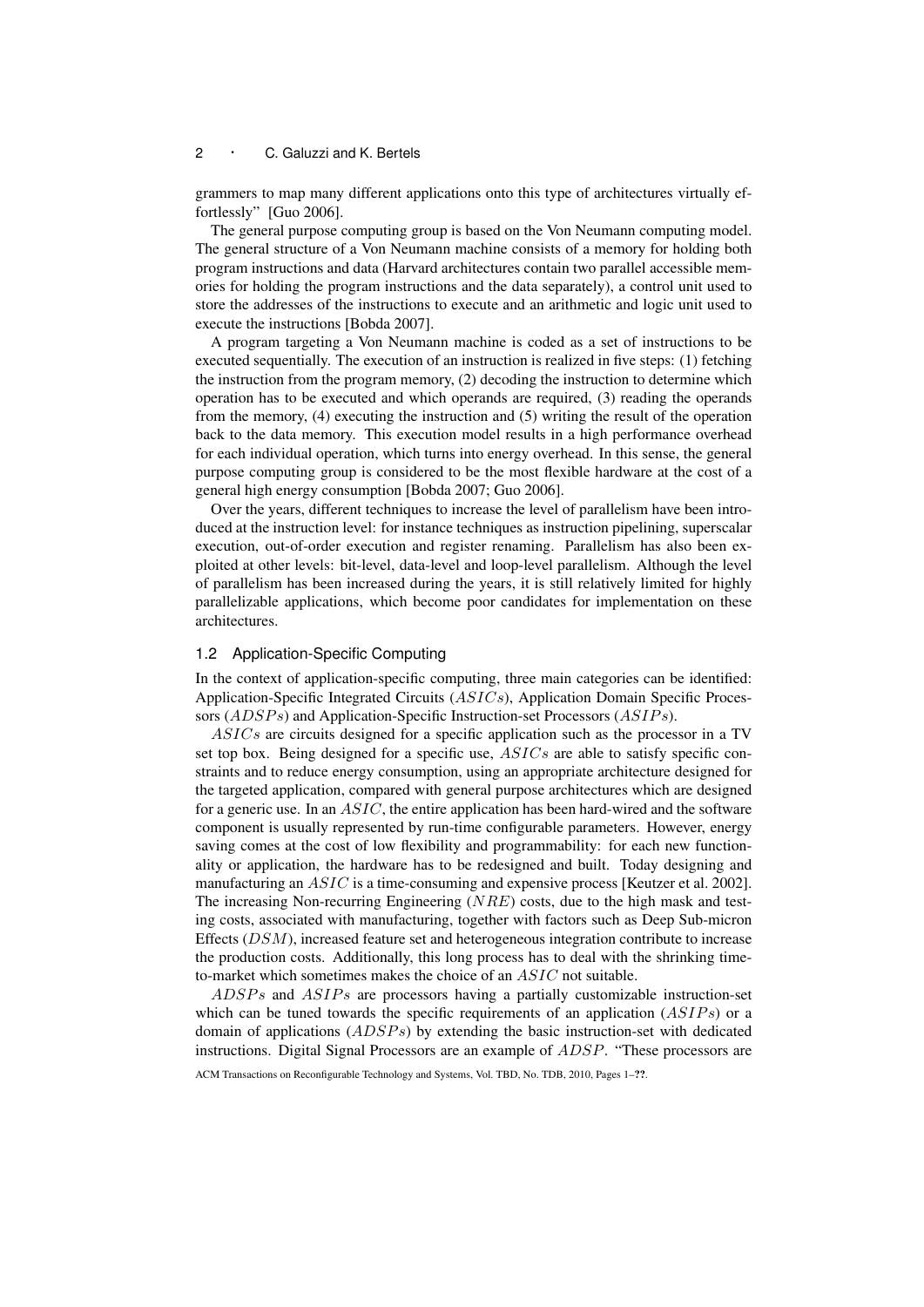grammers to map many different applications onto this type of architectures virtually effortlessly" [Guo 2006].

The general purpose computing group is based on the Von Neumann computing model. The general structure of a Von Neumann machine consists of a memory for holding both program instructions and data (Harvard architectures contain two parallel accessible memories for holding the program instructions and the data separately), a control unit used to store the addresses of the instructions to execute and an arithmetic and logic unit used to execute the instructions [Bobda 2007].

A program targeting a Von Neumann machine is coded as a set of instructions to be executed sequentially. The execution of an instruction is realized in five steps: (1) fetching the instruction from the program memory, (2) decoding the instruction to determine which operation has to be executed and which operands are required, (3) reading the operands from the memory, (4) executing the instruction and (5) writing the result of the operation back to the data memory. This execution model results in a high performance overhead for each individual operation, which turns into energy overhead. In this sense, the general purpose computing group is considered to be the most flexible hardware at the cost of a general high energy consumption [Bobda 2007; Guo 2006].

Over the years, different techniques to increase the level of parallelism have been introduced at the instruction level: for instance techniques as instruction pipelining, superscalar execution, out-of-order execution and register renaming. Parallelism has also been exploited at other levels: bit-level, data-level and loop-level parallelism. Although the level of parallelism has been increased during the years, it is still relatively limited for highly parallelizable applications, which become poor candidates for implementation on these architectures.

### 1.2 Application-Specific Computing

In the context of application-specific computing, three main categories can be identified: Application-Specific Integrated Circuits ($ASICs$), Application Domain Specific Processors ($ADSPs$) and Application-Specific Instruction-set Processors ($ASIPs$).

$ASICs$ are circuits designed for a specific application such as the processor in a TV set top box. Being designed for a specific use, $ASICs$ are able to satisfy specific constraints and to reduce energy consumption, using an appropriate architecture designed for the targeted application, compared with general purpose architectures which are designed for a generic use. In an $ASIC$, the entire application has been hard-wired and the software component is usually represented by run-time configurable parameters. However, energy saving comes at the cost of low flexibility and programmability: for each new functionality or application, the hardware has to be redesigned and built. Today designing and manufacturing an $ASIC$ is a time-consuming and expensive process [Keutzer et al. 2002]. The increasing Non-recurring Engineering ($NRE$) costs, due to the high mask and testing costs, associated with manufacturing, together with factors such as Deep Sub-micron Effects ($DSM$), increased feature set and heterogeneous integration contribute to increase the production costs. Additionally, this long process has to deal with the shrinking time-to-market which sometimes makes the choice of an $ASIC$ not suitable.

$ADSPs$ and $ASIPs$ are processors having a partially customizable instruction-set which can be tuned towards the specific requirements of an application ($ASIPs$) or a domain of applications ($ADSPs$) by extending the basic instruction-set with dedicated instructions. Digital Signal Processors are an example of $ADSP$. "These processors are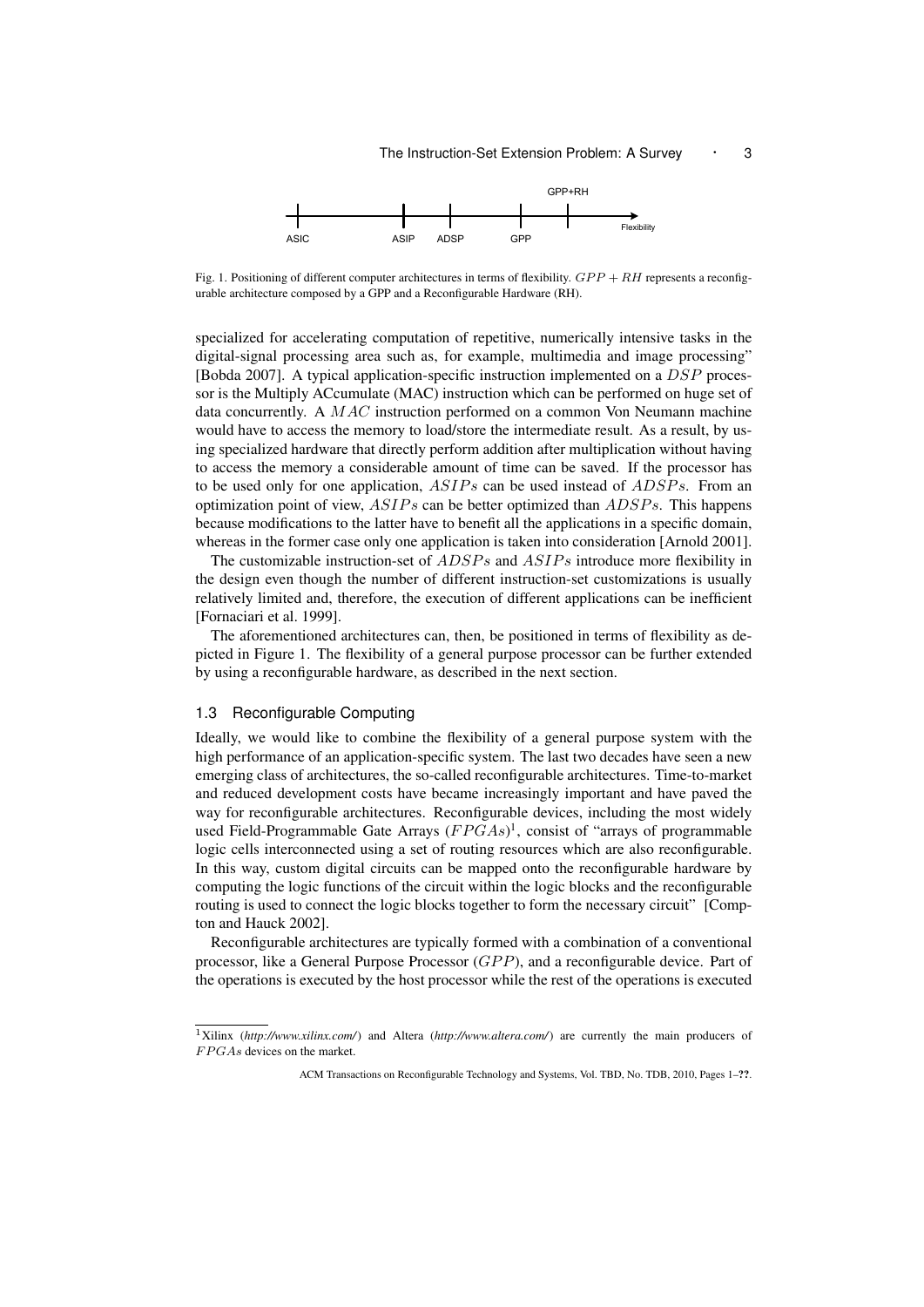Fig. 1. Positioning of different computer architectures in terms of flexibility. $GPP + RH$ represents a reconfigurable architecture composed by a GPP and a Reconfigurable Hardware (RH).

specialized for accelerating computation of repetitive, numerically intensive tasks in the digital-signal processing area such as, for example, multimedia and image processing" [Bobda 2007]. A typical application-specific instruction implemented on a $DSP$ processor is the Multiply ACcumulate (MAC) instruction which can be performed on huge set of data concurrently. A $MAC$ instruction performed on a common Von Neumann machine would have to access the memory to load/store the intermediate result. As a result, by using specialized hardware that directly perform addition after multiplication without having to access the memory a considerable amount of time can be saved. If the processor has to be used only for one application, $ASIPs$ can be used instead of $ADSPs$. From an optimization point of view, $ASIPs$ can be better optimized than $ADSPs$. This happens because modifications to the latter have to benefit all the applications in a specific domain, whereas in the former case only one application is taken into consideration [Arnold 2001].

The customizable instruction-set of $ADSPs$ and $ASIPs$ introduce more flexibility in the design even though the number of different instruction-set customizations is usually relatively limited and, therefore, the execution of different applications can be inefficient [Fornaciari et al. 1999].

The aforementioned architectures can, then, be positioned in terms of flexibility as depicted in Figure 1. The flexibility of a general purpose processor can be further extended by using a reconfigurable hardware, as described in the next section.

### 1.3 Reconfigurable Computing

Ideally, we would like to combine the flexibility of a general purpose system with the high performance of an application-specific system. The last two decades have seen a new emerging class of architectures, the so-called reconfigurable architectures. Time-to-market and reduced development costs have became increasingly important and have paved the way for reconfigurable architectures. Reconfigurable devices, including the most widely used Field-Programmable Gate Arrays ($FPGAs$)[1], consist of "arrays of programmable logic cells interconnected using a set of routing resources which are also reconfigurable. In this way, custom digital circuits can be mapped onto the reconfigurable hardware by computing the logic functions of the circuit within the logic blocks and the reconfigurable routing is used to connect the logic blocks together to form the necessary circuit" [Compton and Hauck 2002].

Reconfigurable architectures are typically formed with a combination of a conventional processor, like a General Purpose Processor ($GPP$), and a reconfigurable device. Part of the operations is executed by the host processor while the rest of the operations is executed

---

[1] Xilinx (*http://www.xilinx.com/*) and Altera (*http://www.altera.com/*) are currently the main producers of $FPGAs$ devices on the market.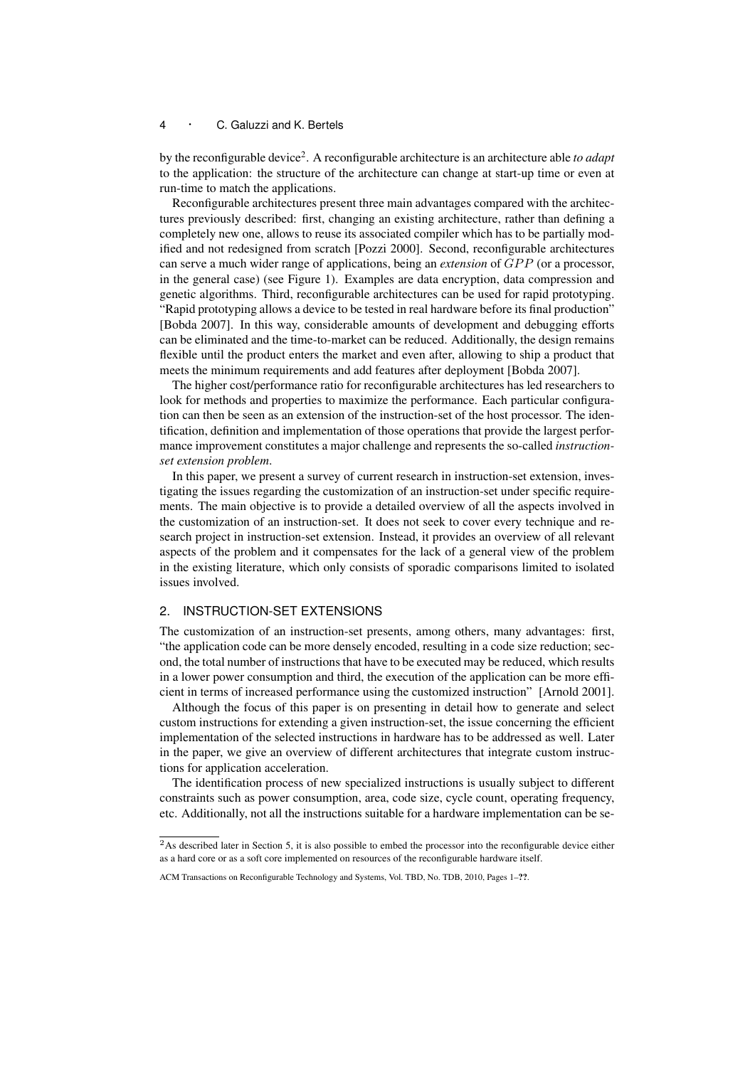by the reconfigurable device[2]. A reconfigurable architecture is an architecture able *to adapt* to the application: the structure of the architecture can change at start-up time or even at run-time to match the applications.

Reconfigurable architectures present three main advantages compared with the architectures previously described: first, changing an existing architecture, rather than defining a completely new one, allows to reuse its associated compiler which has to be partially modified and not redesigned from scratch [Pozzi 2000]. Second, reconfigurable architectures can serve a much wider range of applications, being an *extension* of $GPP$ (or a processor, in the general case) (see Figure 1). Examples are data encryption, data compression and genetic algorithms. Third, reconfigurable architectures can be used for rapid prototyping. "Rapid prototyping allows a device to be tested in real hardware before its final production" [Bobda 2007]. In this way, considerable amounts of development and debugging efforts can be eliminated and the time-to-market can be reduced. Additionally, the design remains flexible until the product enters the market and even after, allowing to ship a product that meets the minimum requirements and add features after deployment [Bobda 2007].

The higher cost/performance ratio for reconfigurable architectures has led researchers to look for methods and properties to maximize the performance. Each particular configuration can then be seen as an extension of the instruction-set of the host processor. The identification, definition and implementation of those operations that provide the largest performance improvement constitutes a major challenge and represents the so-called *instruction-set extension problem*.

In this paper, we present a survey of current research in instruction-set extension, investigating the issues regarding the customization of an instruction-set under specific requirements. The main objective is to provide a detailed overview of all the aspects involved in the customization of an instruction-set. It does not seek to cover every technique and research project in instruction-set extension. Instead, it provides an overview of all relevant aspects of the problem and it compensates for the lack of a general view of the problem in the existing literature, which only consists of sporadic comparisons limited to isolated issues involved.

## 2. INSTRUCTION-SET EXTENSIONS

The customization of an instruction-set presents, among others, many advantages: first, "the application code can be more densely encoded, resulting in a code size reduction; second, the total number of instructions that have to be executed may be reduced, which results in a lower power consumption and third, the execution of the application can be more efficient in terms of increased performance using the customized instruction" [Arnold 2001].

Although the focus of this paper is on presenting in detail how to generate and select custom instructions for extending a given instruction-set, the issue concerning the efficient implementation of the selected instructions in hardware has to be addressed as well. Later in the paper, we give an overview of different architectures that integrate custom instructions for application acceleration.

The identification process of new specialized instructions is usually subject to different constraints such as power consumption, area, code size, cycle count, operating frequency, etc. Additionally, not all the instructions suitable for a hardware implementation can be se-

[2] As described later in Section 5, it is also possible to embed the processor into the reconfigurable device either as a hard core or as a soft core implemented on resources of the reconfigurable hardware itself.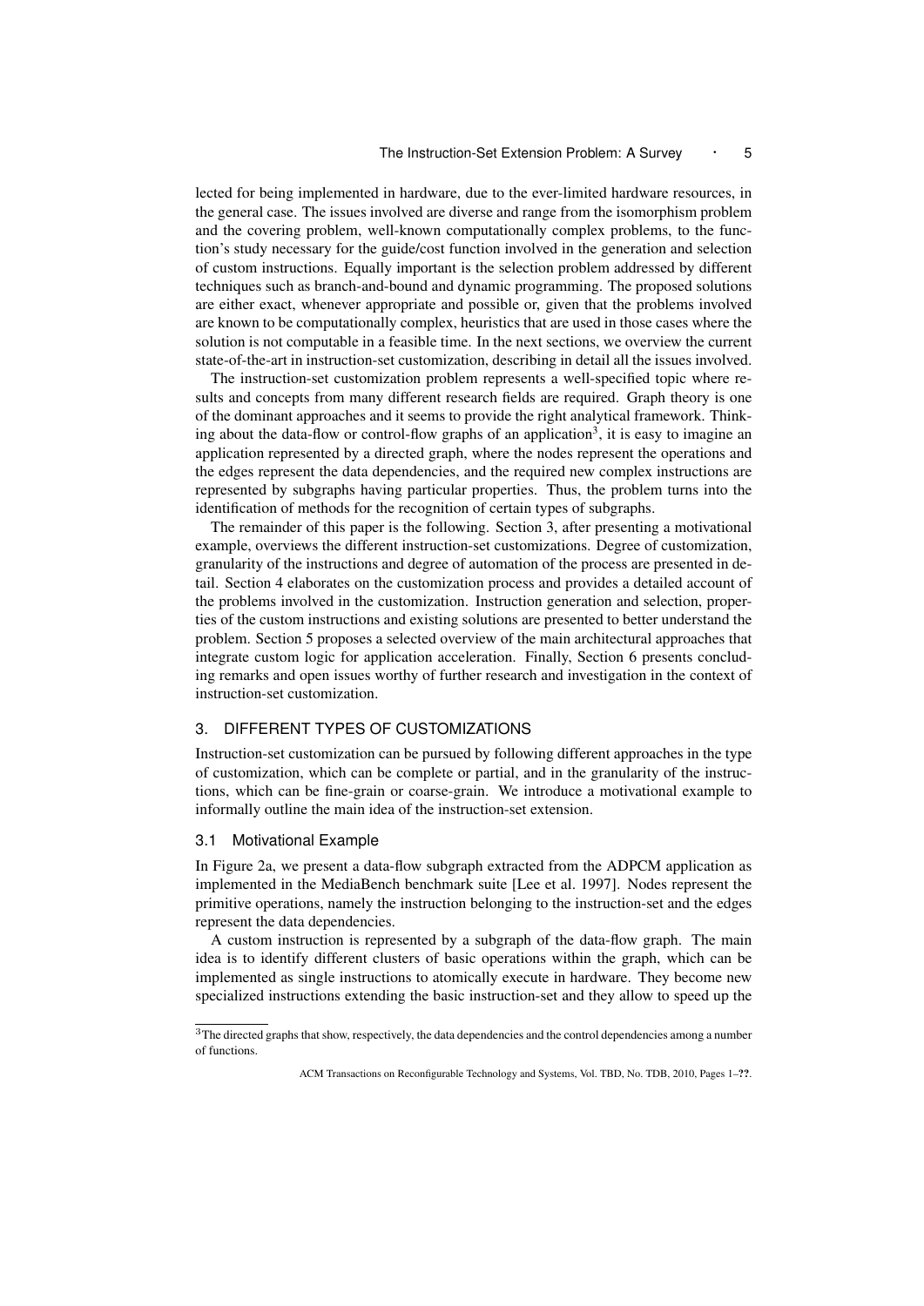lected for being implemented in hardware, due to the ever-limited hardware resources, in the general case. The issues involved are diverse and range from the isomorphism problem and the covering problem, well-known computationally complex problems, to the function's study necessary for the guide/cost function involved in the generation and selection of custom instructions. Equally important is the selection problem addressed by different techniques such as branch-and-bound and dynamic programming. The proposed solutions are either exact, whenever appropriate and possible or, given that the problems involved are known to be computationally complex, heuristics that are used in those cases where the solution is not computable in a feasible time. In the next sections, we overview the current state-of-the-art in instruction-set customization, describing in detail all the issues involved.

The instruction-set customization problem represents a well-specified topic where results and concepts from many different research fields are required. Graph theory is one of the dominant approaches and it seems to provide the right analytical framework. Thinking about the data-flow or control-flow graphs of an application[3], it is easy to imagine an application represented by a directed graph, where the nodes represent the operations and the edges represent the data dependencies, and the required new complex instructions are represented by subgraphs having particular properties. Thus, the problem turns into the identification of methods for the recognition of certain types of subgraphs.

The remainder of this paper is the following. Section 3, after presenting a motivational example, overviews the different instruction-set customizations. Degree of customization, granularity of the instructions and degree of automation of the process are presented in detail. Section 4 elaborates on the customization process and provides a detailed account of the problems involved in the customization. Instruction generation and selection, properties of the custom instructions and existing solutions are presented to better understand the problem. Section 5 proposes a selected overview of the main architectural approaches that integrate custom logic for application acceleration. Finally, Section 6 presents concluding remarks and open issues worthy of further research and investigation in the context of instruction-set customization.

## 3. DIFFERENT TYPES OF CUSTOMIZATIONS

Instruction-set customization can be pursued by following different approaches in the type of customization, which can be complete or partial, and in the granularity of the instructions, which can be fine-grain or coarse-grain. We introduce a motivational example to informally outline the main idea of the instruction-set extension.

### 3.1 Motivational Example

In Figure 2a, we present a data-flow subgraph extracted from the ADPCM application as implemented in the MediaBench benchmark suite [Lee et al. 1997]. Nodes represent the primitive operations, namely the instruction belonging to the instruction-set and the edges represent the data dependencies.

A custom instruction is represented by a subgraph of the data-flow graph. The main idea is to identify different clusters of basic operations within the graph, which can be implemented as single instructions to atomically execute in hardware. They become new specialized instructions extending the basic instruction-set and they allow to speed up the

[3] The directed graphs that show, respectively, the data dependencies and the control dependencies among a number of functions.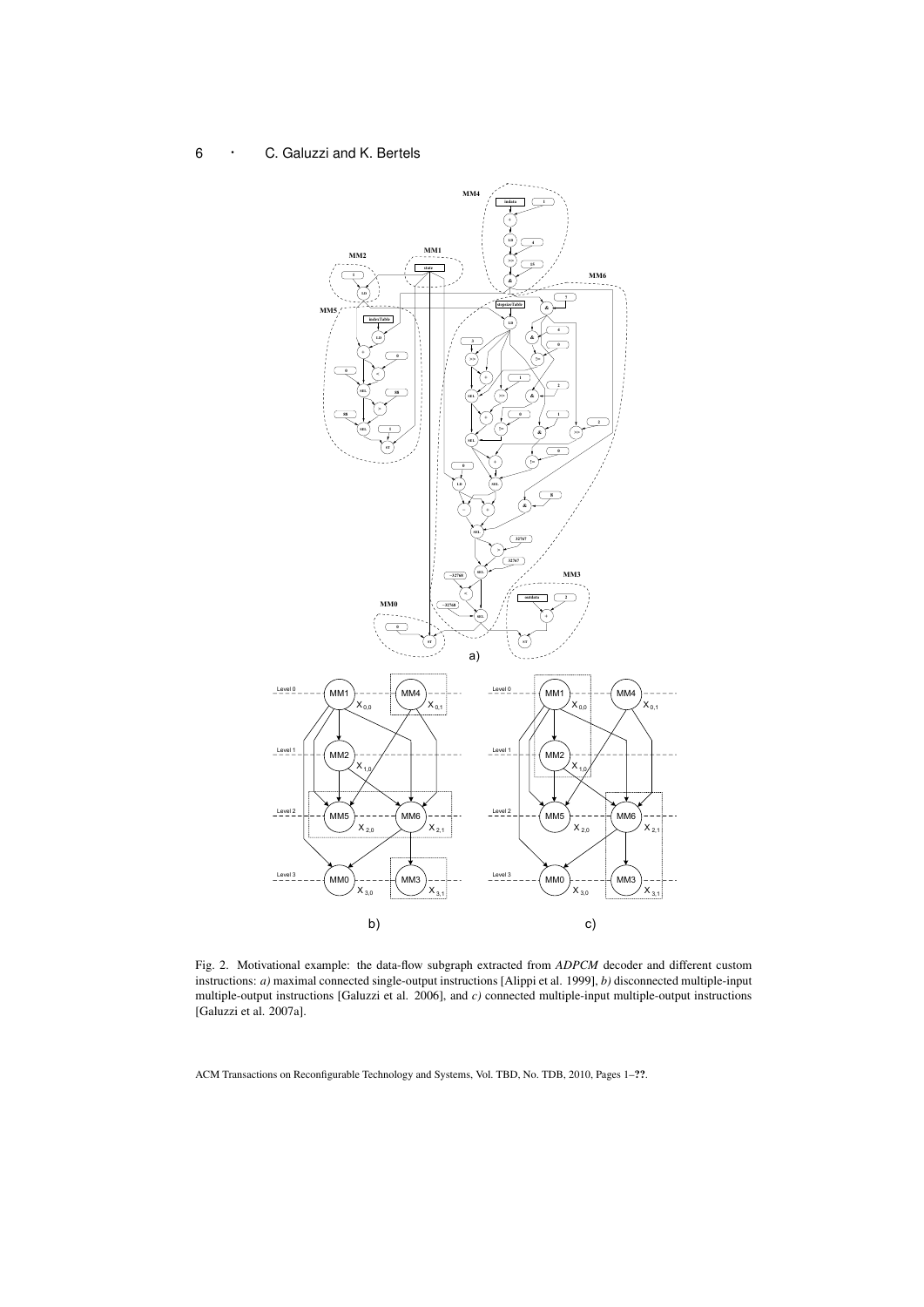Fig. 2. Motivational example: the data-flow subgraph extracted from *ADPCM* decoder and different custom instructions: *a)* maximal connected single-output instructions [Alippi et al. 1999], *b)* disconnected multiple-input multiple-output instructions [Galuzzi et al. 2006], and *c)* connected multiple-input multiple-output instructions [Galuzzi et al. 2007a].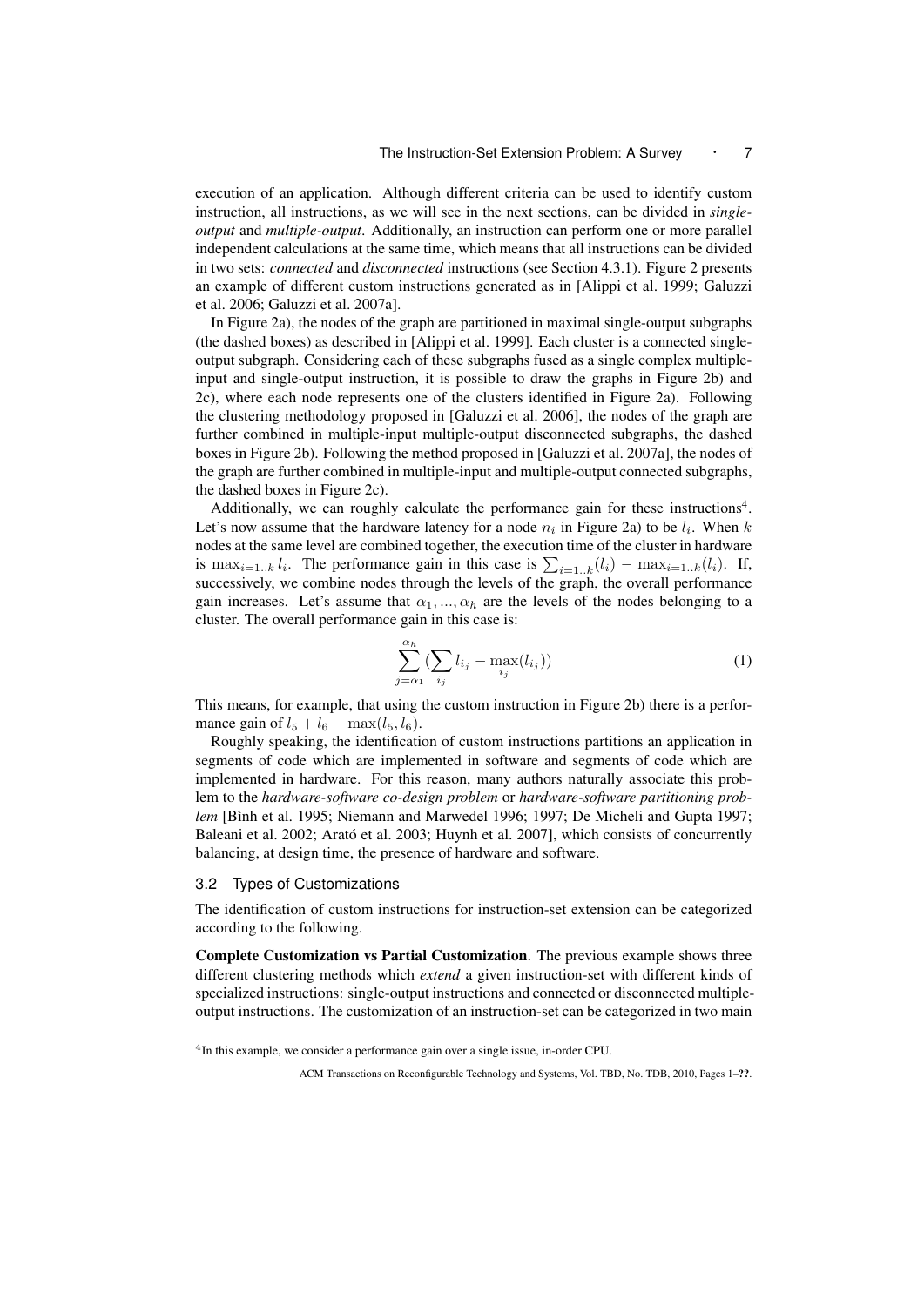execution of an application. Although different criteria can be used to identify custom instruction, all instructions, as we will see in the next sections, can be divided in *single-output* and *multiple-output*. Additionally, an instruction can perform one or more parallel independent calculations at the same time, which means that all instructions can be divided in two sets: *connected* and *disconnected* instructions (see Section 4.3.1). Figure 2 presents an example of different custom instructions generated as in [Alippi et al. 1999; Galuzzi et al. 2006; Galuzzi et al. 2007a].

In Figure 2a), the nodes of the graph are partitioned in maximal single-output subgraphs (the dashed boxes) as described in [Alippi et al. 1999]. Each cluster is a connected single-output subgraph. Considering each of these subgraphs fused as a single complex multiple-input and single-output instruction, it is possible to draw the graphs in Figure 2b) and 2c), where each node represents one of the clusters identified in Figure 2a). Following the clustering methodology proposed in [Galuzzi et al. 2006], the nodes of the graph are further combined in multiple-input multiple-output disconnected subgraphs, the dashed boxes in Figure 2b). Following the method proposed in [Galuzzi et al. 2007a], the nodes of the graph are further combined in multiple-input and multiple-output connected subgraphs, the dashed boxes in Figure 2c).

Additionally, we can roughly calculate the performance gain for these instructions[4]. Let's now assume that the hardware latency for a node $n_i$ in Figure 2a) to be $l_i$. When $k$ nodes at the same level are combined together, the execution time of the cluster in hardware is $\max_{i=1..k} l_i$. The performance gain in this case is $\sum_{i=1..k}(l_i) - \max_{i=1..k}(l_i)$. If, successively, we combine nodes through the levels of the graph, the overall performance gain increases. Let's assume that $\alpha_1, ..., \alpha_h$ are the levels of the nodes belonging to a cluster. The overall performance gain in this case is:

$$\sum_{j=\alpha_1}^{\alpha_h} \left(\sum_{i_j} l_{i_j} - \max_{i_j}(l_{i_j})\right) \tag{1}$$

This means, for example, that using the custom instruction in Figure 2b) there is a performance gain of $l_5 + l_6 - \max(l_5, l_6)$.

Roughly speaking, the identification of custom instructions partitions an application in segments of code which are implemented in software and segments of code which are implemented in hardware. For this reason, many authors naturally associate this problem to the *hardware-software co-design problem* or *hardware-software partitioning problem* [Bình et al. 1995; Niemann and Marwedel 1996; 1997; De Micheli and Gupta 1997; Baleani et al. 2002; Arató et al. 2003; Huynh et al. 2007], which consists of concurrently balancing, at design time, the presence of hardware and software.

### 3.2 Types of Customizations

The identification of custom instructions for instruction-set extension can be categorized according to the following.

**Complete Customization vs Partial Customization**. The previous example shows three different clustering methods which *extend* a given instruction-set with different kinds of specialized instructions: single-output instructions and connected or disconnected multiple-output instructions. The customization of an instruction-set can be categorized in two main

[4] In this example, we consider a performance gain over a single issue, in-order CPU.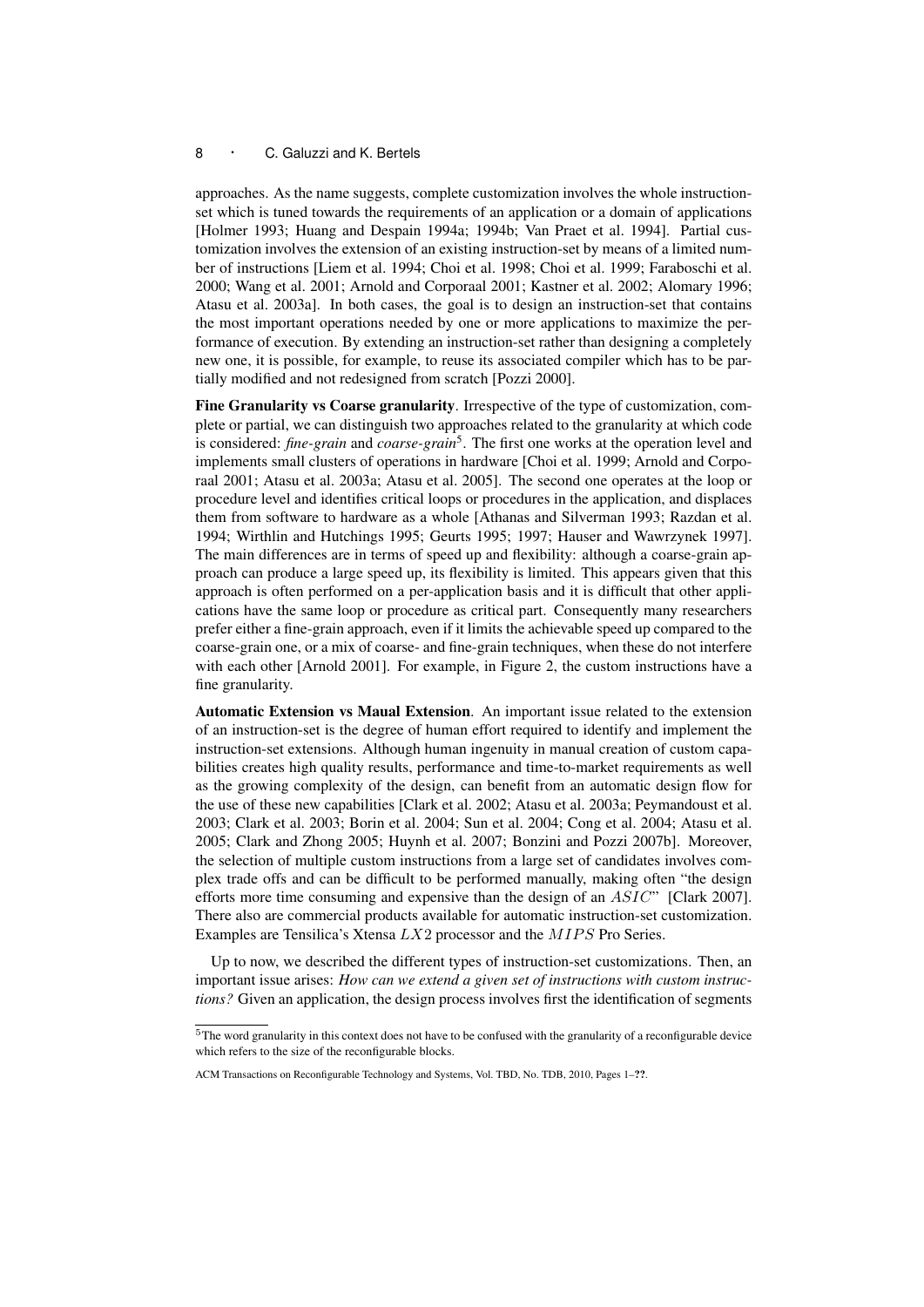approaches. As the name suggests, complete customization involves the whole instruction-set which is tuned towards the requirements of an application or a domain of applications [Holmer 1993; Huang and Despain 1994a; 1994b; Van Praet et al. 1994]. Partial customization involves the extension of an existing instruction-set by means of a limited number of instructions [Liem et al. 1994; Choi et al. 1998; Choi et al. 1999; Faraboschi et al. 2000; Wang et al. 2001; Arnold and Corporaal 2001; Kastner et al. 2002; Alomary 1996; Atasu et al. 2003a]. In both cases, the goal is to design an instruction-set that contains the most important operations needed by one or more applications to maximize the performance of execution. By extending an instruction-set rather than designing a completely new one, it is possible, for example, to reuse its associated compiler which has to be partially modified and not redesigned from scratch [Pozzi 2000].

**Fine Granularity vs Coarse granularity**. Irrespective of the type of customization, complete or partial, we can distinguish two approaches related to the granularity at which code is considered: *fine-grain* and *coarse-grain*[5]. The first one works at the operation level and implements small clusters of operations in hardware [Choi et al. 1999; Arnold and Corporaal 2001; Atasu et al. 2003a; Atasu et al. 2005]. The second one operates at the loop or procedure level and identifies critical loops or procedures in the application, and displaces them from software to hardware as a whole [Athanas and Silverman 1993; Razdan et al. 1994; Wirthlin and Hutchings 1995; Geurts 1995; 1997; Hauser and Wawrzynek 1997]. The main differences are in terms of speed up and flexibility: although a coarse-grain approach can produce a large speed up, its flexibility is limited. This appears given that this approach is often performed on a per-application basis and it is difficult that other applications have the same loop or procedure as critical part. Consequently many researchers prefer either a fine-grain approach, even if it limits the achievable speed up compared to the coarse-grain one, or a mix of coarse- and fine-grain techniques, when these do not interfere with each other [Arnold 2001]. For example, in Figure 2, the custom instructions have a fine granularity.

**Automatic Extension vs Maual Extension**. An important issue related to the extension of an instruction-set is the degree of human effort required to identify and implement the instruction-set extensions. Although human ingenuity in manual creation of custom capabilities creates high quality results, performance and time-to-market requirements as well as the growing complexity of the design, can benefit from an automatic design flow for the use of these new capabilities [Clark et al. 2002; Atasu et al. 2003a; Peymandoust et al. 2003; Clark et al. 2003; Borin et al. 2004; Sun et al. 2004; Cong et al. 2004; Atasu et al. 2005; Clark and Zhong 2005; Huynh et al. 2007; Bonzini and Pozzi 2007b]. Moreover, the selection of multiple custom instructions from a large set of candidates involves complex trade offs and can be difficult to be performed manually, making often "the design efforts more time consuming and expensive than the design of an $ASIC$" [Clark 2007]. There also are commercial products available for automatic instruction-set customization. Examples are Tensilica's Xtensa $LX2$ processor and the $MIPS$ Pro Series.

Up to now, we described the different types of instruction-set customizations. Then, an important issue arises: *How can we extend a given set of instructions with custom instructions?* Given an application, the design process involves first the identification of segments

[5] The word granularity in this context does not have to be confused with the granularity of a reconfigurable device which refers to the size of the reconfigurable blocks.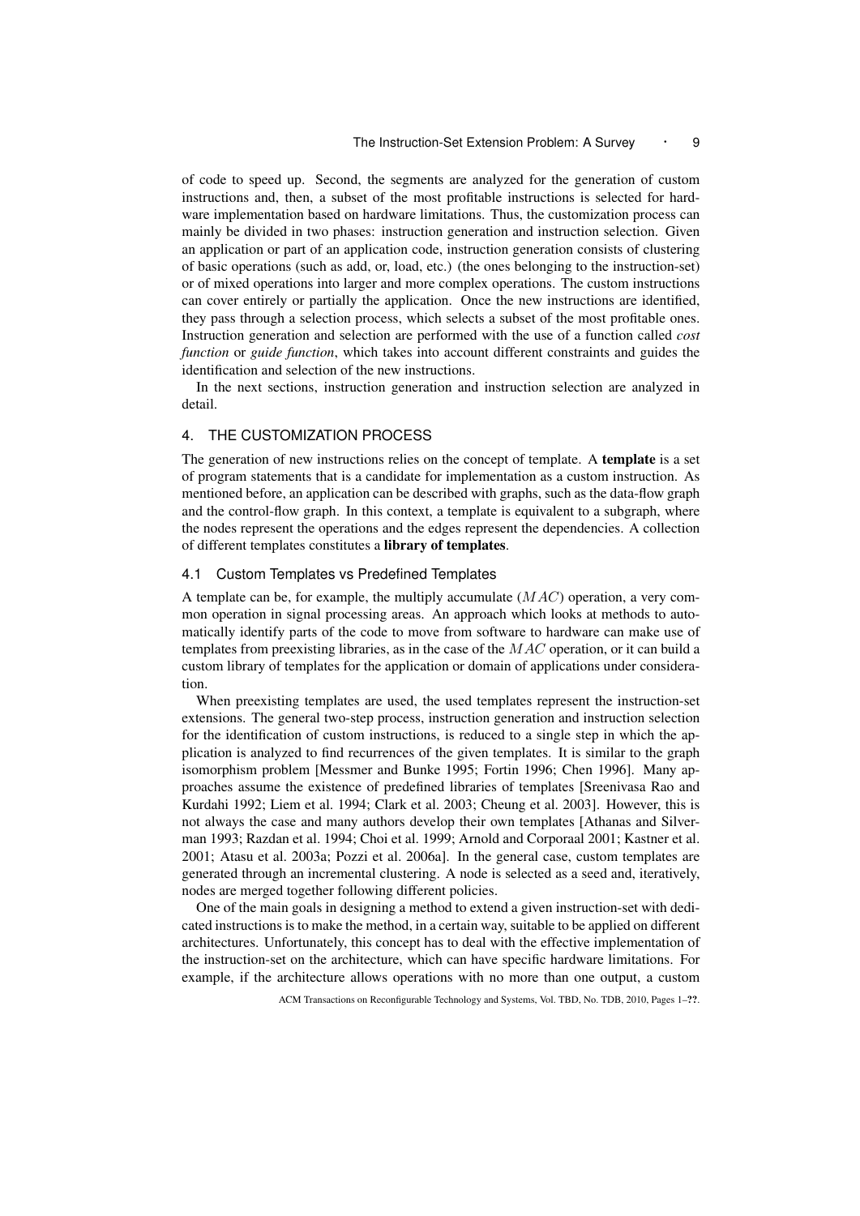of code to speed up. Second, the segments are analyzed for the generation of custom instructions and, then, a subset of the most profitable instructions is selected for hardware implementation based on hardware limitations. Thus, the customization process can mainly be divided in two phases: instruction generation and instruction selection. Given an application or part of an application code, instruction generation consists of clustering of basic operations (such as add, or, load, etc.) (the ones belonging to the instruction-set) or of mixed operations into larger and more complex operations. The custom instructions can cover entirely or partially the application. Once the new instructions are identified, they pass through a selection process, which selects a subset of the most profitable ones. Instruction generation and selection are performed with the use of a function called *cost function* or *guide function*, which takes into account different constraints and guides the identification and selection of the new instructions.

In the next sections, instruction generation and instruction selection are analyzed in detail.

## 4. THE CUSTOMIZATION PROCESS

The generation of new instructions relies on the concept of template. A **template** is a set of program statements that is a candidate for implementation as a custom instruction. As mentioned before, an application can be described with graphs, such as the data-flow graph and the control-flow graph. In this context, a template is equivalent to a subgraph, where the nodes represent the operations and the edges represent the dependencies. A collection of different templates constitutes a **library of templates**.

### 4.1 Custom Templates vs Predefined Templates

A template can be, for example, the multiply accumulate ($MAC$) operation, a very common operation in signal processing areas. An approach which looks at methods to automatically identify parts of the code to move from software to hardware can make use of templates from preexisting libraries, as in the case of the $MAC$ operation, or it can build a custom library of templates for the application or domain of applications under consideration.

When preexisting templates are used, the used templates represent the instruction-set extensions. The general two-step process, instruction generation and instruction selection for the identification of custom instructions, is reduced to a single step in which the application is analyzed to find recurrences of the given templates. It is similar to the graph isomorphism problem [Messmer and Bunke 1995; Fortin 1996; Chen 1996]. Many approaches assume the existence of predefined libraries of templates [Sreenivasa Rao and Kurdahi 1992; Liem et al. 1994; Clark et al. 2003; Cheung et al. 2003]. However, this is not always the case and many authors develop their own templates [Athanas and Silverman 1993; Razdan et al. 1994; Choi et al. 1999; Arnold and Corporaal 2001; Kastner et al. 2001; Atasu et al. 2003a; Pozzi et al. 2006a]. In the general case, custom templates are generated through an incremental clustering. A node is selected as a seed and, iteratively, nodes are merged together following different policies.

One of the main goals in designing a method to extend a given instruction-set with dedicated instructions is to make the method, in a certain way, suitable to be applied on different architectures. Unfortunately, this concept has to deal with the effective implementation of the instruction-set on the architecture, which can have specific hardware limitations. For example, if the architecture allows operations with no more than one output, a custom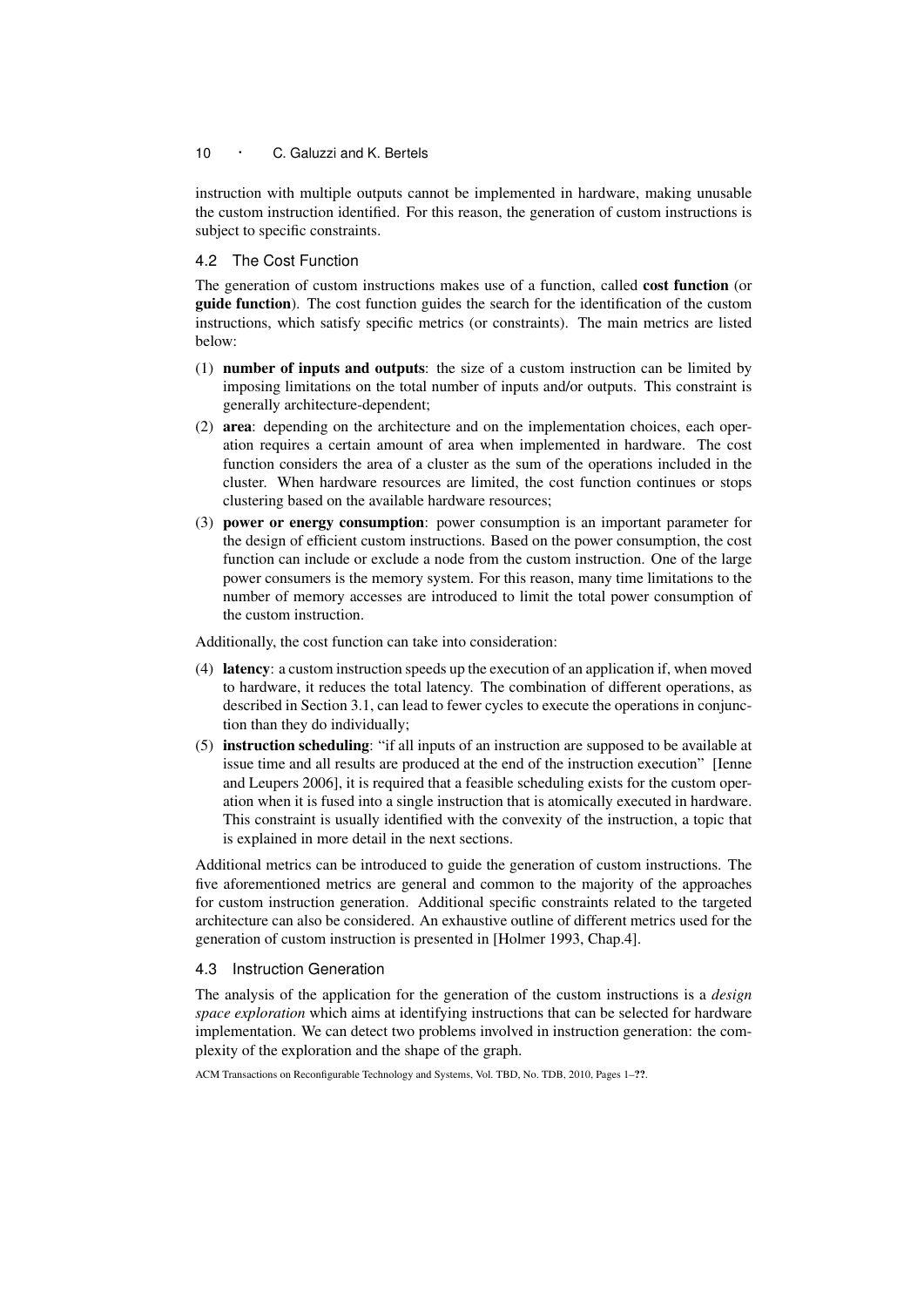instruction with multiple outputs cannot be implemented in hardware, making unusable the custom instruction identified. For this reason, the generation of custom instructions is subject to specific constraints.

### 4.2 The Cost Function

The generation of custom instructions makes use of a function, called **cost function** (or **guide function**). The cost function guides the search for the identification of the custom instructions, which satisfy specific metrics (or constraints). The main metrics are listed below:

(1) **number of inputs and outputs**: the size of a custom instruction can be limited by imposing limitations on the total number of inputs and/or outputs. This constraint is generally architecture-dependent;

(2) **area**: depending on the architecture and on the implementation choices, each operation requires a certain amount of area when implemented in hardware. The cost function considers the area of a cluster as the sum of the operations included in the cluster. When hardware resources are limited, the cost function continues or stops clustering based on the available hardware resources;

(3) **power or energy consumption**: power consumption is an important parameter for the design of efficient custom instructions. Based on the power consumption, the cost function can include or exclude a node from the custom instruction. One of the large power consumers is the memory system. For this reason, many time limitations to the number of memory accesses are introduced to limit the total power consumption of the custom instruction.

Additionally, the cost function can take into consideration:

(4) **latency**: a custom instruction speeds up the execution of an application if, when moved to hardware, it reduces the total latency. The combination of different operations, as described in Section 3.1, can lead to fewer cycles to execute the operations in conjunction than they do individually;

(5) **instruction scheduling**: "if all inputs of an instruction are supposed to be available at issue time and all results are produced at the end of the instruction execution" [Ienne and Leupers 2006], it is required that a feasible scheduling exists for the custom operation when it is fused into a single instruction that is atomically executed in hardware. This constraint is usually identified with the convexity of the instruction, a topic that is explained in more detail in the next sections.

Additional metrics can be introduced to guide the generation of custom instructions. The five aforementioned metrics are general and common to the majority of the approaches for custom instruction generation. Additional specific constraints related to the targeted architecture can also be considered. An exhaustive outline of different metrics used for the generation of custom instruction is presented in [Holmer 1993, Chap.4].

### 4.3 Instruction Generation

The analysis of the application for the generation of the custom instructions is a *design space exploration* which aims at identifying instructions that can be selected for hardware implementation. We can detect two problems involved in instruction generation: the complexity of the exploration and the shape of the graph.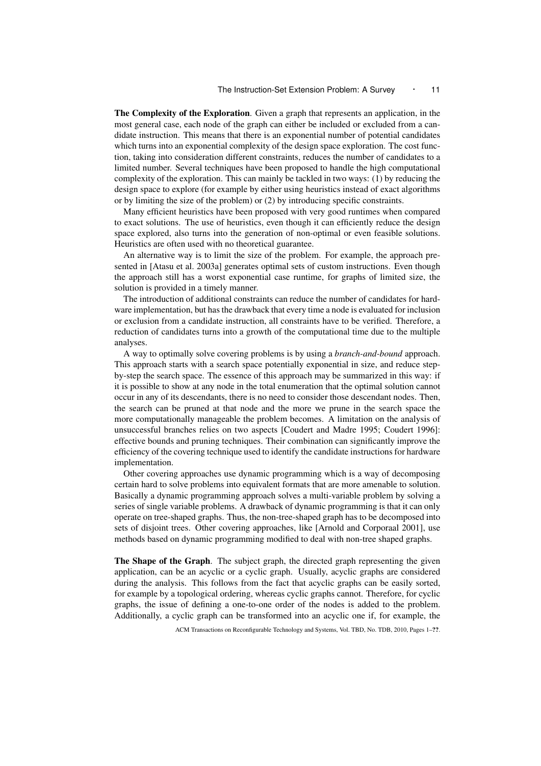**The Complexity of the Exploration**. Given a graph that represents an application, in the most general case, each node of the graph can either be included or excluded from a candidate instruction. This means that there is an exponential number of potential candidates which turns into an exponential complexity of the design space exploration. The cost function, taking into consideration different constraints, reduces the number of candidates to a limited number. Several techniques have been proposed to handle the high computational complexity of the exploration. This can mainly be tackled in two ways: (1) by reducing the design space to explore (for example by either using heuristics instead of exact algorithms or by limiting the size of the problem) or (2) by introducing specific constraints.

Many efficient heuristics have been proposed with very good runtimes when compared to exact solutions. The use of heuristics, even though it can efficiently reduce the design space explored, also turns into the generation of non-optimal or even feasible solutions. Heuristics are often used with no theoretical guarantee.

An alternative way is to limit the size of the problem. For example, the approach presented in [Atasu et al. 2003a] generates optimal sets of custom instructions. Even though the approach still has a worst exponential case runtime, for graphs of limited size, the solution is provided in a timely manner.

The introduction of additional constraints can reduce the number of candidates for hardware implementation, but has the drawback that every time a node is evaluated for inclusion or exclusion from a candidate instruction, all constraints have to be verified. Therefore, a reduction of candidates turns into a growth of the computational time due to the multiple analyses.

A way to optimally solve covering problems is by using a *branch-and-bound* approach. This approach starts with a search space potentially exponential in size, and reduce step-by-step the search space. The essence of this approach may be summarized in this way: if it is possible to show at any node in the total enumeration that the optimal solution cannot occur in any of its descendants, there is no need to consider those descendant nodes. Then, the search can be pruned at that node and the more we prune in the search space the more computationally manageable the problem becomes. A limitation on the analysis of unsuccessful branches relies on two aspects [Coudert and Madre 1995; Coudert 1996]: effective bounds and pruning techniques. Their combination can significantly improve the efficiency of the covering technique used to identify the candidate instructions for hardware implementation.

Other covering approaches use dynamic programming which is a way of decomposing certain hard to solve problems into equivalent formats that are more amenable to solution. Basically a dynamic programming approach solves a multi-variable problem by solving a series of single variable problems. A drawback of dynamic programming is that it can only operate on tree-shaped graphs. Thus, the non-tree-shaped graph has to be decomposed into sets of disjoint trees. Other covering approaches, like [Arnold and Corporaal 2001], use methods based on dynamic programming modified to deal with non-tree shaped graphs.

**The Shape of the Graph**. The subject graph, the directed graph representing the given application, can be an acyclic or a cyclic graph. Usually, acyclic graphs are considered during the analysis. This follows from the fact that acyclic graphs can be easily sorted, for example by a topological ordering, whereas cyclic graphs cannot. Therefore, for cyclic graphs, the issue of defining a one-to-one order of the nodes is added to the problem. Additionally, a cyclic graph can be transformed into an acyclic one if, for example, the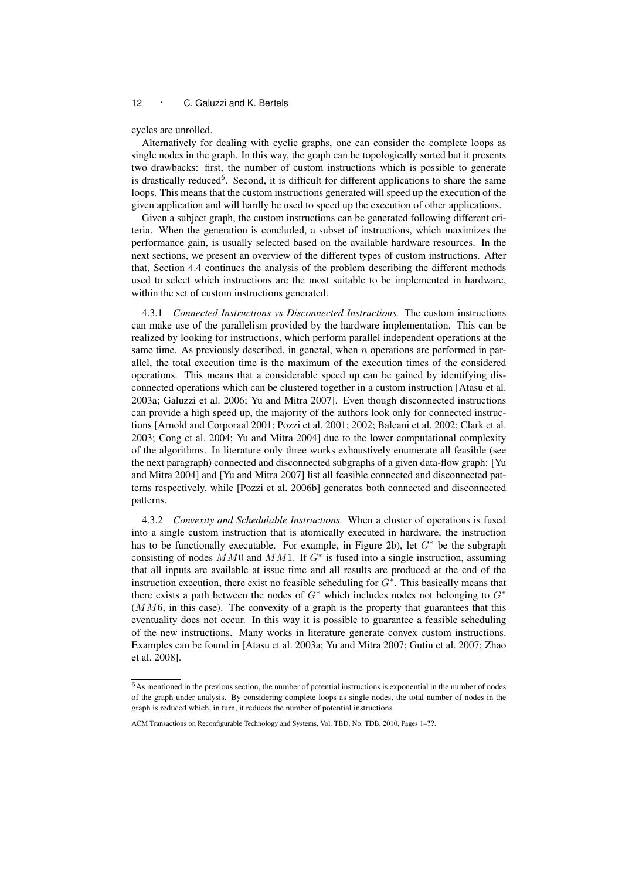cycles are unrolled.

Alternatively for dealing with cyclic graphs, one can consider the complete loops as single nodes in the graph. In this way, the graph can be topologically sorted but it presents two drawbacks: first, the number of custom instructions which is possible to generate is drastically reduced[6]. Second, it is difficult for different applications to share the same loops. This means that the custom instructions generated will speed up the execution of the given application and will hardly be used to speed up the execution of other applications.

Given a subject graph, the custom instructions can be generated following different criteria. When the generation is concluded, a subset of instructions, which maximizes the performance gain, is usually selected based on the available hardware resources. In the next sections, we present an overview of the different types of custom instructions. After that, Section 4.4 continues the analysis of the problem describing the different methods used to select which instructions are the most suitable to be implemented in hardware, within the set of custom instructions generated.

4.3.1 *Connected Instructions vs Disconnected Instructions.* The custom instructions can make use of the parallelism provided by the hardware implementation. This can be realized by looking for instructions, which perform parallel independent operations at the same time. As previously described, in general, when $n$ operations are performed in parallel, the total execution time is the maximum of the execution times of the considered operations. This means that a considerable speed up can be gained by identifying disconnected operations which can be clustered together in a custom instruction [Atasu et al. 2003a; Galuzzi et al. 2006; Yu and Mitra 2007]. Even though disconnected instructions can provide a high speed up, the majority of the authors look only for connected instructions [Arnold and Corporaal 2001; Pozzi et al. 2001; 2002; Baleani et al. 2002; Clark et al. 2003; Cong et al. 2004; Yu and Mitra 2004] due to the lower computational complexity of the algorithms. In literature only three works exhaustively enumerate all feasible (see the next paragraph) connected and disconnected subgraphs of a given data-flow graph: [Yu and Mitra 2004] and [Yu and Mitra 2007] list all feasible connected and disconnected patterns respectively, while [Pozzi et al. 2006b] generates both connected and disconnected patterns.

4.3.2 *Convexity and Schedulable Instructions.* When a cluster of operations is fused into a single custom instruction that is atomically executed in hardware, the instruction has to be functionally executable. For example, in Figure 2b), let $G^*$ be the subgraph consisting of nodes $MM0$ and $MM1$. If $G^*$ is fused into a single instruction, assuming that all inputs are available at issue time and all results are produced at the end of the instruction execution, there exist no feasible scheduling for $G^*$. This basically means that there exists a path between the nodes of $G^*$ which includes nodes not belonging to $G^*$ ($MM6$, in this case). The convexity of a graph is the property that guarantees that this eventuality does not occur. In this way it is possible to guarantee a feasible scheduling of the new instructions. Many works in literature generate convex custom instructions. Examples can be found in [Atasu et al. 2003a; Yu and Mitra 2007; Gutin et al. 2007; Zhao et al. 2008].

[6] As mentioned in the previous section, the number of potential instructions is exponential in the number of nodes of the graph under analysis. By considering complete loops as single nodes, the total number of nodes in the graph is reduced which, in turn, it reduces the number of potential instructions.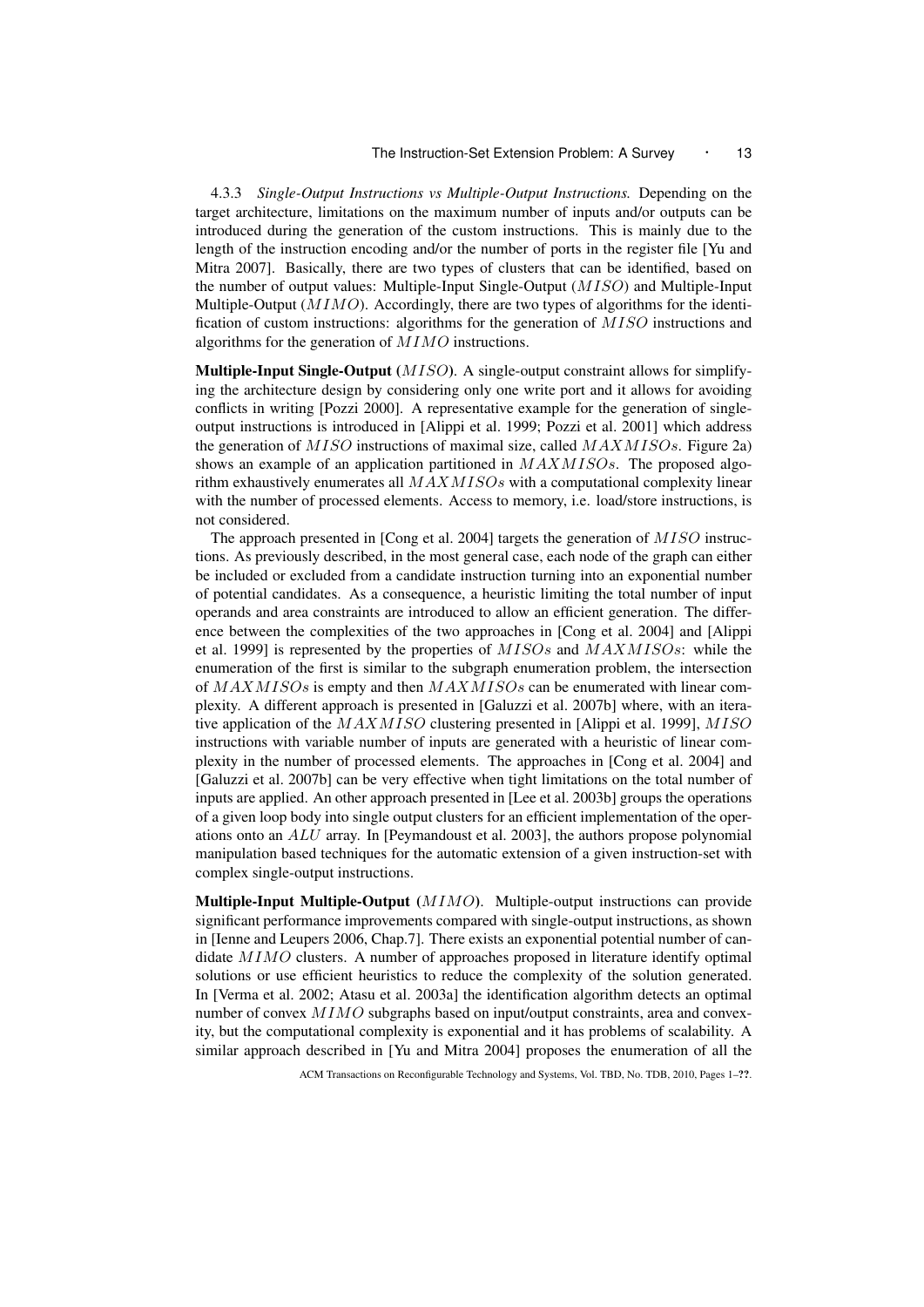4.3.3 *Single-Output Instructions vs Multiple-Output Instructions.* Depending on the target architecture, limitations on the maximum number of inputs and/or outputs can be introduced during the generation of the custom instructions. This is mainly due to the length of the instruction encoding and/or the number of ports in the register file [Yu and Mitra 2007]. Basically, there are two types of clusters that can be identified, based on the number of output values: Multiple-Input Single-Output ($MISO$) and Multiple-Input Multiple-Output ($MIMO$). Accordingly, there are two types of algorithms for the identification of custom instructions: algorithms for the generation of $MISO$ instructions and algorithms for the generation of $MIMO$ instructions.

**Multiple-Input Single-Output (**$MISO$**).** A single-output constraint allows for simplifying the architecture design by considering only one write port and it allows for avoiding conflicts in writing [Pozzi 2000]. A representative example for the generation of single-output instructions is introduced in [Alippi et al. 1999; Pozzi et al. 2001] which address the generation of $MISO$ instructions of maximal size, called $MAXMISOs$. Figure 2a) shows an example of an application partitioned in $MAXMISOs$. The proposed algorithm exhaustively enumerates all $MAXMISOs$ with a computational complexity linear with the number of processed elements. Access to memory, i.e. load/store instructions, is not considered.

The approach presented in [Cong et al. 2004] targets the generation of $MISO$ instructions. As previously described, in the most general case, each node of the graph can either be included or excluded from a candidate instruction turning into an exponential number of potential candidates. As a consequence, a heuristic limiting the total number of input operands and area constraints are introduced to allow an efficient generation. The difference between the complexities of the two approaches in [Cong et al. 2004] and [Alippi et al. 1999] is represented by the properties of $MISOs$ and $MAXMISOs$: while the enumeration of the first is similar to the subgraph enumeration problem, the intersection of $MAXMISOs$ is empty and then $MAXMISOs$ can be enumerated with linear complexity. A different approach is presented in [Galuzzi et al. 2007b] where, with an iterative application of the $MAXMISO$ clustering presented in [Alippi et al. 1999], $MISO$ instructions with variable number of inputs are generated with a heuristic of linear complexity in the number of processed elements. The approaches in [Cong et al. 2004] and [Galuzzi et al. 2007b] can be very effective when tight limitations on the total number of inputs are applied. An other approach presented in [Lee et al. 2003b] groups the operations of a given loop body into single output clusters for an efficient implementation of the operations onto an $ALU$ array. In [Peymandoust et al. 2003], the authors propose polynomial manipulation based techniques for the automatic extension of a given instruction-set with complex single-output instructions.

**Multiple-Input Multiple-Output (**$MIMO$**).** Multiple-output instructions can provide significant performance improvements compared with single-output instructions, as shown in [Ienne and Leupers 2006, Chap.7]. There exists an exponential potential number of candidate $MIMO$ clusters. A number of approaches proposed in literature identify optimal solutions or use efficient heuristics to reduce the complexity of the solution generated. In [Verma et al. 2002; Atasu et al. 2003a] the identification algorithm detects an optimal number of convex $MIMO$ subgraphs based on input/output constraints, area and convexity, but the computational complexity is exponential and it has problems of scalability. A similar approach described in [Yu and Mitra 2004] proposes the enumeration of all the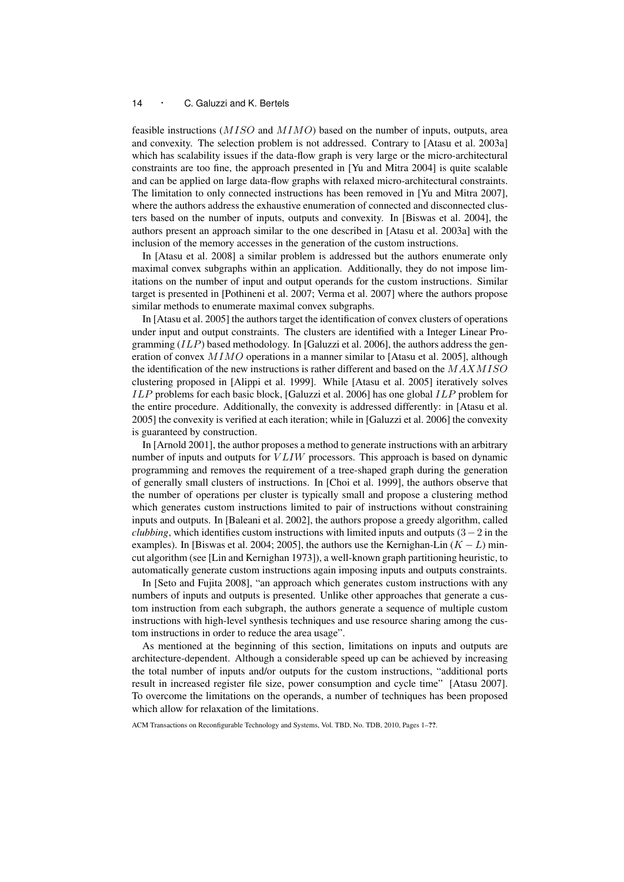feasible instructions ($MISO$ and $MIMO$) based on the number of inputs, outputs, area and convexity. The selection problem is not addressed. Contrary to [Atasu et al. 2003a] which has scalability issues if the data-flow graph is very large or the micro-architectural constraints are too fine, the approach presented in [Yu and Mitra 2004] is quite scalable and can be applied on large data-flow graphs with relaxed micro-architectural constraints. The limitation to only connected instructions has been removed in [Yu and Mitra 2007], where the authors address the exhaustive enumeration of connected and disconnected clusters based on the number of inputs, outputs and convexity. In [Biswas et al. 2004], the authors present an approach similar to the one described in [Atasu et al. 2003a] with the inclusion of the memory accesses in the generation of the custom instructions.

In [Atasu et al. 2008] a similar problem is addressed but the authors enumerate only maximal convex subgraphs within an application. Additionally, they do not impose limitations on the number of input and output operands for the custom instructions. Similar target is presented in [Pothineni et al. 2007; Verma et al. 2007] where the authors propose similar methods to enumerate maximal convex subgraphs.

In [Atasu et al. 2005] the authors target the identification of convex clusters of operations under input and output constraints. The clusters are identified with a Integer Linear Programming ($ILP$) based methodology. In [Galuzzi et al. 2006], the authors address the generation of convex $MIMO$ operations in a manner similar to [Atasu et al. 2005], although the identification of the new instructions is rather different and based on the $MAXMISO$ clustering proposed in [Alippi et al. 1999]. While [Atasu et al. 2005] iteratively solves $ILP$ problems for each basic block, [Galuzzi et al. 2006] has one global $ILP$ problem for the entire procedure. Additionally, the convexity is addressed differently: in [Atasu et al. 2005] the convexity is verified at each iteration; while in [Galuzzi et al. 2006] the convexity is guaranteed by construction.

In [Arnold 2001], the author proposes a method to generate instructions with an arbitrary number of inputs and outputs for $VLIW$ processors. This approach is based on dynamic programming and removes the requirement of a tree-shaped graph during the generation of generally small clusters of instructions. In [Choi et al. 1999], the authors observe that the number of operations per cluster is typically small and propose a clustering method which generates custom instructions limited to pair of instructions without constraining inputs and outputs. In [Baleani et al. 2002], the authors propose a greedy algorithm, called *clubbing*, which identifies custom instructions with limited inputs and outputs ($3-2$ in the examples). In [Biswas et al. 2004; 2005], the authors use the Kernighan-Lin ($K-L$) min-cut algorithm (see [Lin and Kernighan 1973]), a well-known graph partitioning heuristic, to automatically generate custom instructions again imposing inputs and outputs constraints.

In [Seto and Fujita 2008], "an approach which generates custom instructions with any numbers of inputs and outputs is presented. Unlike other approaches that generate a custom instruction from each subgraph, the authors generate a sequence of multiple custom instructions with high-level synthesis techniques and use resource sharing among the custom instructions in order to reduce the area usage".

As mentioned at the beginning of this section, limitations on inputs and outputs are architecture-dependent. Although a considerable speed up can be achieved by increasing the total number of inputs and/or outputs for the custom instructions, "additional ports result in increased register file size, power consumption and cycle time" [Atasu 2007]. To overcome the limitations on the operands, a number of techniques has been proposed which allow for relaxation of the limitations.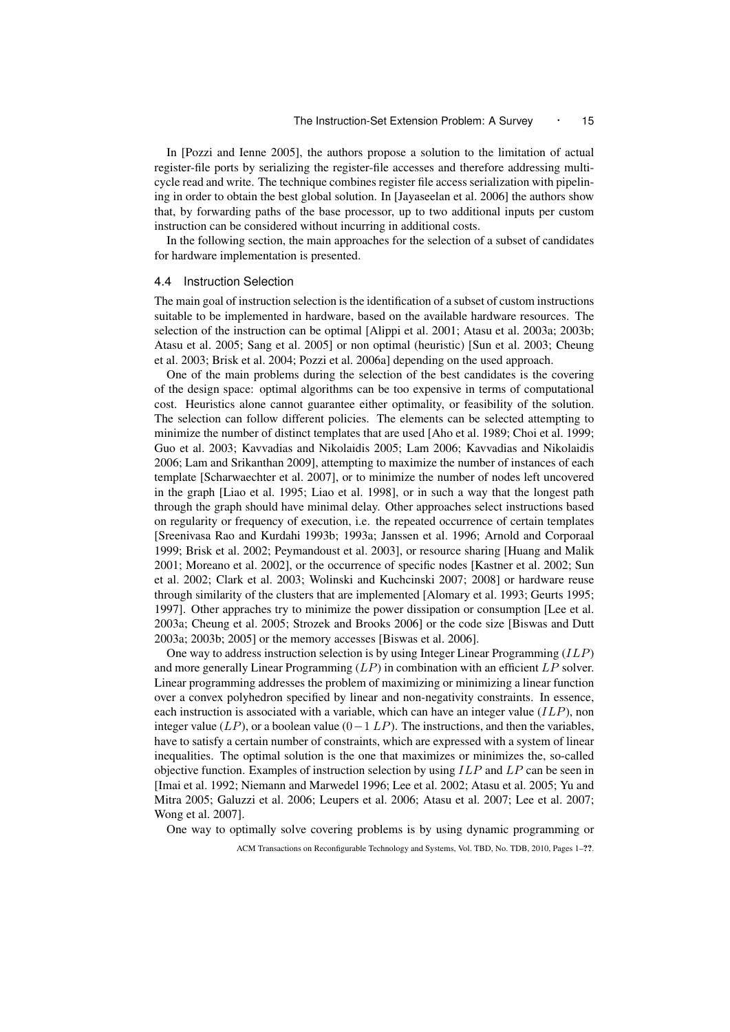In [Pozzi and Ienne 2005], the authors propose a solution to the limitation of actual register-file ports by serializing the register-file accesses and therefore addressing multi-cycle read and write. The technique combines register file access serialization with pipelining in order to obtain the best global solution. In [Jayaseelan et al. 2006] the authors show that, by forwarding paths of the base processor, up to two additional inputs per custom instruction can be considered without incurring in additional costs.

In the following section, the main approaches for the selection of a subset of candidates for hardware implementation is presented.

### 4.4 Instruction Selection

The main goal of instruction selection is the identification of a subset of custom instructions suitable to be implemented in hardware, based on the available hardware resources. The selection of the instruction can be optimal [Alippi et al. 2001; Atasu et al. 2003a; 2003b; Atasu et al. 2005; Sang et al. 2005] or non optimal (heuristic) [Sun et al. 2003; Cheung et al. 2003; Brisk et al. 2004; Pozzi et al. 2006a] depending on the used approach.

One of the main problems during the selection of the best candidates is the covering of the design space: optimal algorithms can be too expensive in terms of computational cost. Heuristics alone cannot guarantee either optimality, or feasibility of the solution. The selection can follow different policies. The elements can be selected attempting to minimize the number of distinct templates that are used [Aho et al. 1989; Choi et al. 1999; Guo et al. 2003; Kavvadias and Nikolaidis 2005; Lam 2006; Kavvadias and Nikolaidis 2006; Lam and Srikanthan 2009], attempting to maximize the number of instances of each template [Scharwaechter et al. 2007], or to minimize the number of nodes left uncovered in the graph [Liao et al. 1995; Liao et al. 1998], or in such a way that the longest path through the graph should have minimal delay. Other approaches select instructions based on regularity or frequency of execution, i.e. the repeated occurrence of certain templates [Sreenivasa Rao and Kurdahi 1993b; 1993a; Janssen et al. 1996; Arnold and Corporaal 1999; Brisk et al. 2002; Peymandoust et al. 2003], or resource sharing [Huang and Malik 2001; Moreano et al. 2002], or the occurrence of specific nodes [Kastner et al. 2002; Sun et al. 2002; Clark et al. 2003; Wolinski and Kuchcinski 2007; 2008] or hardware reuse through similarity of the clusters that are implemented [Alomary et al. 1993; Geurts 1995; 1997]. Other appraches try to minimize the power dissipation or consumption [Lee et al. 2003a; Cheung et al. 2005; Strozek and Brooks 2006] or the code size [Biswas and Dutt 2003a; 2003b; 2005] or the memory accesses [Biswas et al. 2006].

One way to address instruction selection is by using Integer Linear Programming ($ILP$) and more generally Linear Programming ($LP$) in combination with an efficient $LP$ solver. Linear programming addresses the problem of maximizing or minimizing a linear function over a convex polyhedron specified by linear and non-negativity constraints. In essence, each instruction is associated with a variable, which can have an integer value ($ILP$), non integer value ($LP$), or a boolean value ($0-1$ $LP$). The instructions, and then the variables, have to satisfy a certain number of constraints, which are expressed with a system of linear inequalities. The optimal solution is the one that maximizes or minimizes the, so-called objective function. Examples of instruction selection by using $ILP$ and $LP$ can be seen in [Imai et al. 1992; Niemann and Marwedel 1996; Lee et al. 2002; Atasu et al. 2005; Yu and Mitra 2005; Galuzzi et al. 2006; Leupers et al. 2006; Atasu et al. 2007; Lee et al. 2007; Wong et al. 2007].

One way to optimally solve covering problems is by using dynamic programming or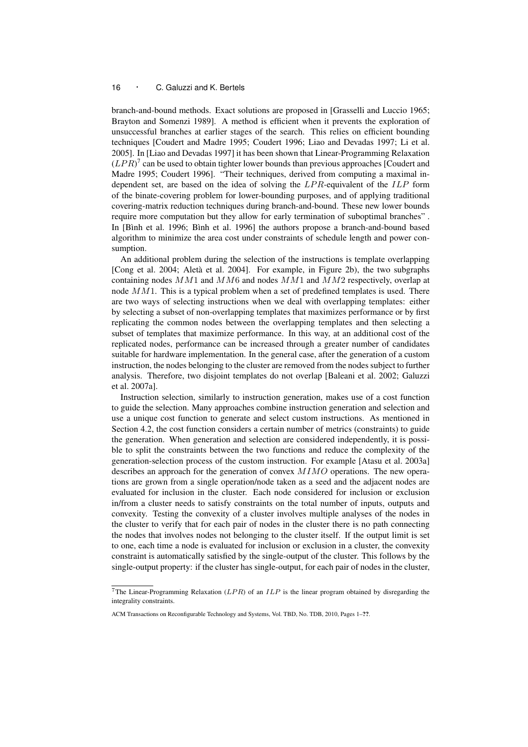branch-and-bound methods. Exact solutions are proposed in [Grasselli and Luccio 1965; Brayton and Somenzi 1989]. A method is efficient when it prevents the exploration of unsuccessful branches at earlier stages of the search. This relies on efficient bounding techniques [Coudert and Madre 1995; Coudert 1996; Liao and Devadas 1997; Li et al. 2005]. In [Liao and Devadas 1997] it has been shown that Linear-Programming Relaxation ($LPR$)[7] can be used to obtain tighter lower bounds than previous approaches [Coudert and Madre 1995; Coudert 1996]. "Their techniques, derived from computing a maximal independent set, are based on the idea of solving the $LPR$-equivalent of the $ILP$ form of the binate-covering problem for lower-bounding purposes, and of applying traditional covering-matrix reduction techniques during branch-and-bound. These new lower bounds require more computation but they allow for early termination of suboptimal branches". In [Bình et al. 1996; Bình et al. 1996] the authors propose a branch-and-bound based algorithm to minimize the area cost under constraints of schedule length and power consumption.

An additional problem during the selection of the instructions is template overlapping [Cong et al. 2004; Aletà et al. 2004]. For example, in Figure 2b), the two subgraphs containing nodes $MM1$ and $MM6$ and nodes $MM1$ and $MM2$ respectively, overlap at node $MM1$. This is a typical problem when a set of predefined templates is used. There are two ways of selecting instructions when we deal with overlapping templates: either by selecting a subset of non-overlapping templates that maximizes performance or by first replicating the common nodes between the overlapping templates and then selecting a subset of templates that maximize performance. In this way, at an additional cost of the replicated nodes, performance can be increased through a greater number of candidates suitable for hardware implementation. In the general case, after the generation of a custom instruction, the nodes belonging to the cluster are removed from the nodes subject to further analysis. Therefore, two disjoint templates do not overlap [Baleani et al. 2002; Galuzzi et al. 2007a].

Instruction selection, similarly to instruction generation, makes use of a cost function to guide the selection. Many approaches combine instruction generation and selection and use a unique cost function to generate and select custom instructions. As mentioned in Section 4.2, the cost function considers a certain number of metrics (constraints) to guide the generation. When generation and selection are considered independently, it is possible to split the constraints between the two functions and reduce the complexity of the generation-selection process of the custom instruction. For example [Atasu et al. 2003a] describes an approach for the generation of convex $MIMO$ operations. The new operations are grown from a single operation/node taken as a seed and the adjacent nodes are evaluated for inclusion in the cluster. Each node considered for inclusion or exclusion in/from a cluster needs to satisfy constraints on the total number of inputs, outputs and convexity. Testing the convexity of a cluster involves multiple analyses of the nodes in the cluster to verify that for each pair of nodes in the cluster there is no path connecting the nodes that involves nodes not belonging to the cluster itself. If the output limit is set to one, each time a node is evaluated for inclusion or exclusion in a cluster, the convexity constraint is automatically satisfied by the single-output of the cluster. This follows by the single-output property: if the cluster has single-output, for each pair of nodes in the cluster,

[7] The Linear-Programming Relaxation ($LPR$) of an $ILP$ is the linear program obtained by disregarding the integrality constraints.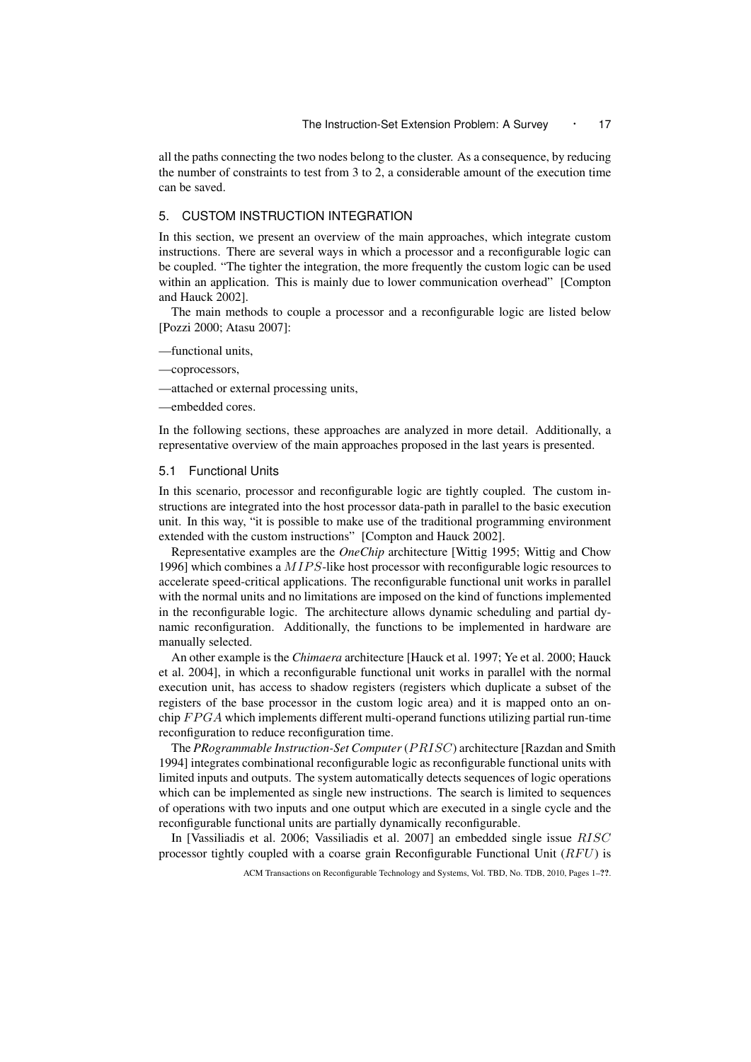all the paths connecting the two nodes belong to the cluster. As a consequence, by reducing the number of constraints to test from 3 to 2, a considerable amount of the execution time can be saved.

## 5. CUSTOM INSTRUCTION INTEGRATION

In this section, we present an overview of the main approaches, which integrate custom instructions. There are several ways in which a processor and a reconfigurable logic can be coupled. "The tighter the integration, the more frequently the custom logic can be used within an application. This is mainly due to lower communication overhead" [Compton and Hauck 2002].

The main methods to couple a processor and a reconfigurable logic are listed below [Pozzi 2000; Atasu 2007]:

—functional units,

—coprocessors,

—attached or external processing units,

—embedded cores.

In the following sections, these approaches are analyzed in more detail. Additionally, a representative overview of the main approaches proposed in the last years is presented.

### 5.1 Functional Units

In this scenario, processor and reconfigurable logic are tightly coupled. The custom instructions are integrated into the host processor data-path in parallel to the basic execution unit. In this way, "it is possible to make use of the traditional programming environment extended with the custom instructions" [Compton and Hauck 2002].

Representative examples are the *OneChip* architecture [Wittig 1995; Wittig and Chow 1996] which combines a $MIPS$-like host processor with reconfigurable logic resources to accelerate speed-critical applications. The reconfigurable functional unit works in parallel with the normal units and no limitations are imposed on the kind of functions implemented in the reconfigurable logic. The architecture allows dynamic scheduling and partial dynamic reconfiguration. Additionally, the functions to be implemented in hardware are manually selected.

An other example is the *Chimaera* architecture [Hauck et al. 1997; Ye et al. 2000; Hauck et al. 2004], in which a reconfigurable functional unit works in parallel with the normal execution unit, has access to shadow registers (registers which duplicate a subset of the registers of the base processor in the custom logic area) and it is mapped onto an on-chip $FPGA$ which implements different multi-operand functions utilizing partial run-time reconfiguration to reduce reconfiguration time.

The *PRogrammable Instruction-Set Computer* ($PRISC$) architecture [Razdan and Smith 1994] integrates combinational reconfigurable logic as reconfigurable functional units with limited inputs and outputs. The system automatically detects sequences of logic operations which can be implemented as single new instructions. The search is limited to sequences of operations with two inputs and one output which are executed in a single cycle and the reconfigurable functional units are partially dynamically reconfigurable.

In [Vassiliadis et al. 2006; Vassiliadis et al. 2007] an embedded single issue $RISC$ processor tightly coupled with a coarse grain Reconfigurable Functional Unit ($RFU$) is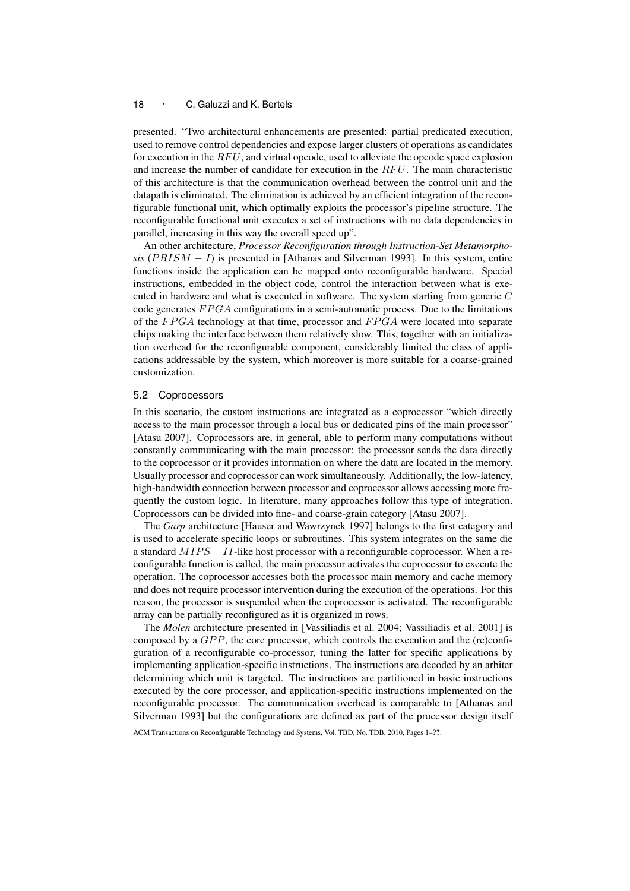presented. "Two architectural enhancements are presented: partial predicated execution, used to remove control dependencies and expose larger clusters of operations as candidates for execution in the $RFU$, and virtual opcode, used to alleviate the opcode space explosion and increase the number of candidate for execution in the $RFU$. The main characteristic of this architecture is that the communication overhead between the control unit and the datapath is eliminated. The elimination is achieved by an efficient integration of the reconfigurable functional unit, which optimally exploits the processor's pipeline structure. The reconfigurable functional unit executes a set of instructions with no data dependencies in parallel, increasing in this way the overall speed up".

An other architecture, *Processor Reconfiguration through Instruction-Set Metamorphosis* ($PRISM - I$) is presented in [Athanas and Silverman 1993]. In this system, entire functions inside the application can be mapped onto reconfigurable hardware. Special instructions, embedded in the object code, control the interaction between what is executed in hardware and what is executed in software. The system starting from generic $C$ code generates $FPGA$ configurations in a semi-automatic process. Due to the limitations of the $FPGA$ technology at that time, processor and $FPGA$ were located into separate chips making the interface between them relatively slow. This, together with an initialization overhead for the reconfigurable component, considerably limited the class of applications addressable by the system, which moreover is more suitable for a coarse-grained customization.

### 5.2 Coprocessors

In this scenario, the custom instructions are integrated as a coprocessor "which directly access to the main processor through a local bus or dedicated pins of the main processor" [Atasu 2007]. Coprocessors are, in general, able to perform many computations without constantly communicating with the main processor: the processor sends the data directly to the coprocessor or it provides information on where the data are located in the memory. Usually processor and coprocessor can work simultaneously. Additionally, the low-latency, high-bandwidth connection between processor and coprocessor allows accessing more frequently the custom logic. In literature, many approaches follow this type of integration. Coprocessors can be divided into fine- and coarse-grain category [Atasu 2007].

The *Garp* architecture [Hauser and Wawrzynek 1997] belongs to the first category and is used to accelerate specific loops or subroutines. This system integrates on the same die a standard $MIPS - II$-like host processor with a reconfigurable coprocessor. When a reconfigurable function is called, the main processor activates the coprocessor to execute the operation. The coprocessor accesses both the processor main memory and cache memory and does not require processor intervention during the execution of the operations. For this reason, the processor is suspended when the coprocessor is activated. The reconfigurable array can be partially reconfigured as it is organized in rows.

The *Molen* architecture presented in [Vassiliadis et al. 2004; Vassiliadis et al. 2001] is composed by a $GPP$, the core processor, which controls the execution and the (re)configuration of a reconfigurable co-processor, tuning the latter for specific applications by implementing application-specific instructions. The instructions are decoded by an arbiter determining which unit is targeted. The instructions are partitioned in basic instructions executed by the core processor, and application-specific instructions implemented on the reconfigurable processor. The communication overhead is comparable to [Athanas and Silverman 1993] but the configurations are defined as part of the processor design itself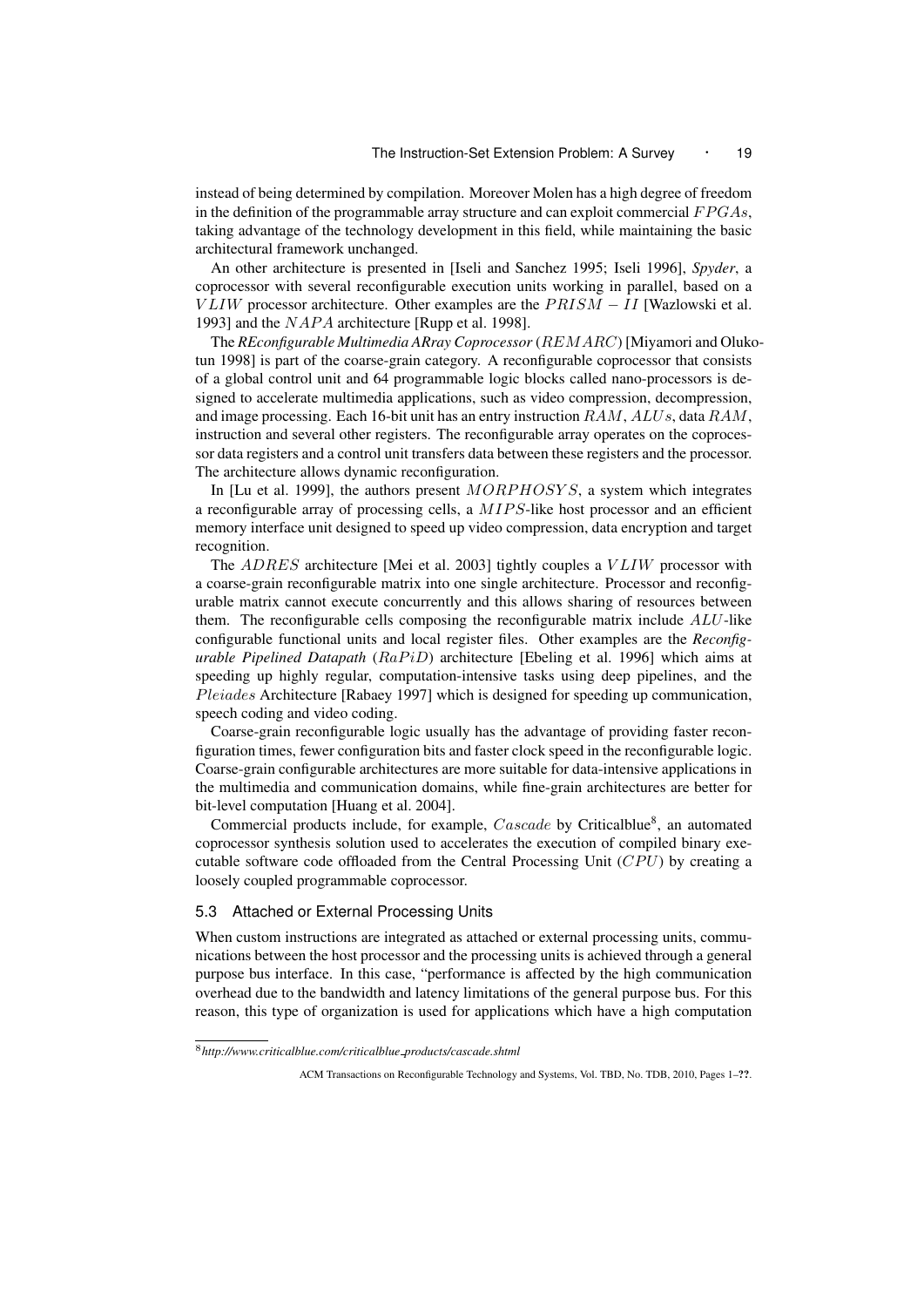instead of being determined by compilation. Moreover Molen has a high degree of freedom in the definition of the programmable array structure and can exploit commercial $FPGAs$, taking advantage of the technology development in this field, while maintaining the basic architectural framework unchanged.

An other architecture is presented in [Iseli and Sanchez 1995; Iseli 1996], *Spyder*, a coprocessor with several reconfigurable execution units working in parallel, based on a $VLIW$ processor architecture. Other examples are the $PRISM-II$ [Wazlowski et al. 1993] and the $NAPA$ architecture [Rupp et al. 1998].

The ***RE**configurable **M**ultimedia **AR**ray **C**oprocessor* ($REMARC$) [Miyamori and Olukotun 1998] is part of the coarse-grain category. A reconfigurable coprocessor that consists of a global control unit and 64 programmable logic blocks called nano-processors is designed to accelerate multimedia applications, such as video compression, decompression, and image processing. Each 16-bit unit has an entry instruction $RAM$, $ALUs$, data $RAM$, instruction and several other registers. The reconfigurable array operates on the coprocessor data registers and a control unit transfers data between these registers and the processor. The architecture allows dynamic reconfiguration.

In [Lu et al. 1999], the authors present $MORPHOSYS$, a system which integrates a reconfigurable array of processing cells, a $MIPS$-like host processor and an efficient memory interface unit designed to speed up video compression, data encryption and target recognition.

The $ADRES$ architecture [Mei et al. 2003] tightly couples a $VLIW$ processor with a coarse-grain reconfigurable matrix into one single architecture. Processor and reconfigurable matrix cannot execute concurrently and this allows sharing of resources between them. The reconfigurable cells composing the reconfigurable matrix include $ALU$-like configurable functional units and local register files. Other examples are the ***R**econfigurable **P**ipelined **D**atapath* ($RaPiD$) architecture [Ebeling et al. 1996] which aims at speeding up highly regular, computation-intensive tasks using deep pipelines, and the $Pleiades$ Architecture [Rabaey 1997] which is designed for speeding up communication, speech coding and video coding.

Coarse-grain reconfigurable logic usually has the advantage of providing faster reconfiguration times, fewer configuration bits and faster clock speed in the reconfigurable logic. Coarse-grain configurable architectures are more suitable for data-intensive applications in the multimedia and communication domains, while fine-grain architectures are better for bit-level computation [Huang et al. 2004].

Commercial products include, for example, $Cascade$ by Criticalblue[8], an automated coprocessor synthesis solution used to accelerates the execution of compiled binary executable software code offloaded from the Central Processing Unit ($CPU$) by creating a loosely coupled programmable coprocessor.

### 5.3 Attached or External Processing Units

When custom instructions are integrated as attached or external processing units, communications between the host processor and the processing units is achieved through a general purpose bus interface. In this case, "performance is affected by the high communication overhead due to the bandwidth and latency limitations of the general purpose bus. For this reason, this type of organization is used for applications which have a high computation

[8] *http://www.criticalblue.com/criticalblue_products/cascade.shtml*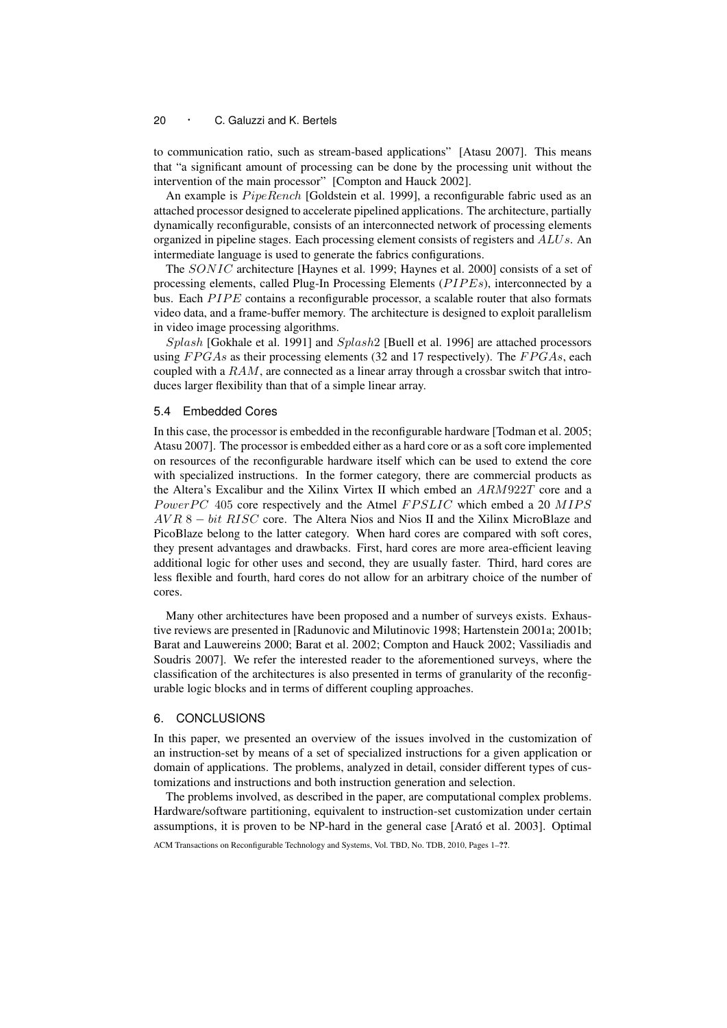to communication ratio, such as stream-based applications" [Atasu 2007]. This means that "a significant amount of processing can be done by the processing unit without the intervention of the main processor" [Compton and Hauck 2002].

An example is $PipeRench$ [Goldstein et al. 1999], a reconfigurable fabric used as an attached processor designed to accelerate pipelined applications. The architecture, partially dynamically reconfigurable, consists of an interconnected network of processing elements organized in pipeline stages. Each processing element consists of registers and $ALUs$. An intermediate language is used to generate the fabrics configurations.

The $SONIC$ architecture [Haynes et al. 1999; Haynes et al. 2000] consists of a set of processing elements, called Plug-In Processing Elements ($PIPEs$), interconnected by a bus. Each $PIPE$ contains a reconfigurable processor, a scalable router that also formats video data, and a frame-buffer memory. The architecture is designed to exploit parallelism in video image processing algorithms.

$Splash$ [Gokhale et al. 1991] and $Splash2$ [Buell et al. 1996] are attached processors using $FPGAs$ as their processing elements (32 and 17 respectively). The $FPGAs$, each coupled with a $RAM$, are connected as a linear array through a crossbar switch that introduces larger flexibility than that of a simple linear array.

### 5.4 Embedded Cores

In this case, the processor is embedded in the reconfigurable hardware [Todman et al. 2005; Atasu 2007]. The processor is embedded either as a hard core or as a soft core implemented on resources of the reconfigurable hardware itself which can be used to extend the core with specialized instructions. In the former category, there are commercial products as the Altera's Excalibur and the Xilinx Virtex II which embed an $ARM922T$ core and a $PowerPC$ 405 core respectively and the Atmel $FPSLIC$ which embed a 20 $MIPS$ $AVR$ 8 − $bit$ $RISC$ core. The Altera Nios and Nios II and the Xilinx MicroBlaze and PicoBlaze belong to the latter category. When hard cores are compared with soft cores, they present advantages and drawbacks. First, hard cores are more area-efficient leaving additional logic for other uses and second, they are usually faster. Third, hard cores are less flexible and fourth, hard cores do not allow for an arbitrary choice of the number of cores.

Many other architectures have been proposed and a number of surveys exists. Exhaustive reviews are presented in [Radunovic and Milutinovic 1998; Hartenstein 2001a; 2001b; Barat and Lauwereins 2000; Barat et al. 2002; Compton and Hauck 2002; Vassiliadis and Soudris 2007]. We refer the interested reader to the aforementioned surveys, where the classification of the architectures is also presented in terms of granularity of the reconfigurable logic blocks and in terms of different coupling approaches.

## 6. CONCLUSIONS

In this paper, we presented an overview of the issues involved in the customization of an instruction-set by means of a set of specialized instructions for a given application or domain of applications. The problems, analyzed in detail, consider different types of customizations and instructions and both instruction generation and selection.

The problems involved, as described in the paper, are computational complex problems. Hardware/software partitioning, equivalent to instruction-set customization under certain assumptions, it is proven to be NP-hard in the general case [Arató et al. 2003]. Optimal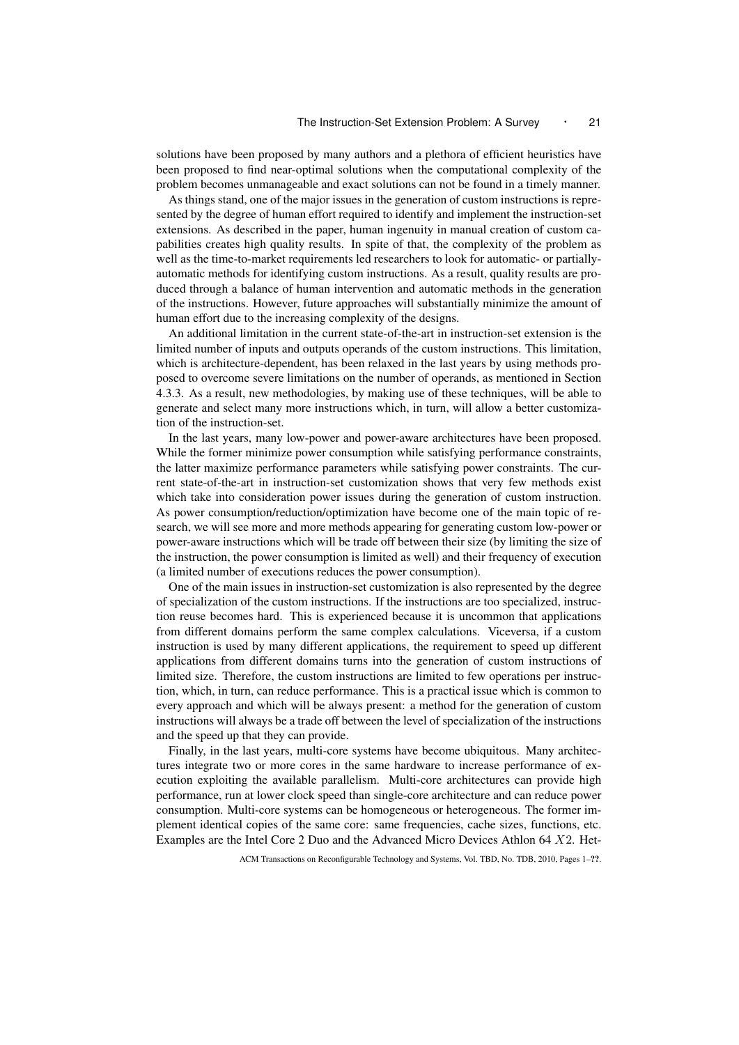solutions have been proposed by many authors and a plethora of efficient heuristics have been proposed to find near-optimal solutions when the computational complexity of the problem becomes unmanageable and exact solutions can not be found in a timely manner.

As things stand, one of the major issues in the generation of custom instructions is represented by the degree of human effort required to identify and implement the instruction-set extensions. As described in the paper, human ingenuity in manual creation of custom capabilities creates high quality results. In spite of that, the complexity of the problem as well as the time-to-market requirements led researchers to look for automatic- or partially-automatic methods for identifying custom instructions. As a result, quality results are produced through a balance of human intervention and automatic methods in the generation of the instructions. However, future approaches will substantially minimize the amount of human effort due to the increasing complexity of the designs.

An additional limitation in the current state-of-the-art in instruction-set extension is the limited number of inputs and outputs operands of the custom instructions. This limitation, which is architecture-dependent, has been relaxed in the last years by using methods proposed to overcome severe limitations on the number of operands, as mentioned in Section 4.3.3. As a result, new methodologies, by making use of these techniques, will be able to generate and select many more instructions which, in turn, will allow a better customization of the instruction-set.

In the last years, many low-power and power-aware architectures have been proposed. While the former minimize power consumption while satisfying performance constraints, the latter maximize performance parameters while satisfying power constraints. The current state-of-the-art in instruction-set customization shows that very few methods exist which take into consideration power issues during the generation of custom instruction. As power consumption/reduction/optimization have become one of the main topic of research, we will see more and more methods appearing for generating custom low-power or power-aware instructions which will be trade off between their size (by limiting the size of the instruction, the power consumption is limited as well) and their frequency of execution (a limited number of executions reduces the power consumption).

One of the main issues in instruction-set customization is also represented by the degree of specialization of the custom instructions. If the instructions are too specialized, instruction reuse becomes hard. This is experienced because it is uncommon that applications from different domains perform the same complex calculations. Viceversa, if a custom instruction is used by many different applications, the requirement to speed up different applications from different domains turns into the generation of custom instructions of limited size. Therefore, the custom instructions are limited to few operations per instruction, which, in turn, can reduce performance. This is a practical issue which is common to every approach and which will be always present: a method for the generation of custom instructions will always be a trade off between the level of specialization of the instructions and the speed up that they can provide.

Finally, in the last years, multi-core systems have become ubiquitous. Many architectures integrate two or more cores in the same hardware to increase performance of execution exploiting the available parallelism. Multi-core architectures can provide high performance, run at lower clock speed than single-core architecture and can reduce power consumption. Multi-core systems can be homogeneous or heterogeneous. The former implement identical copies of the same core: same frequencies, cache sizes, functions, etc. Examples are the Intel Core 2 Duo and the Advanced Micro Devices Athlon 64 $X2$. Het-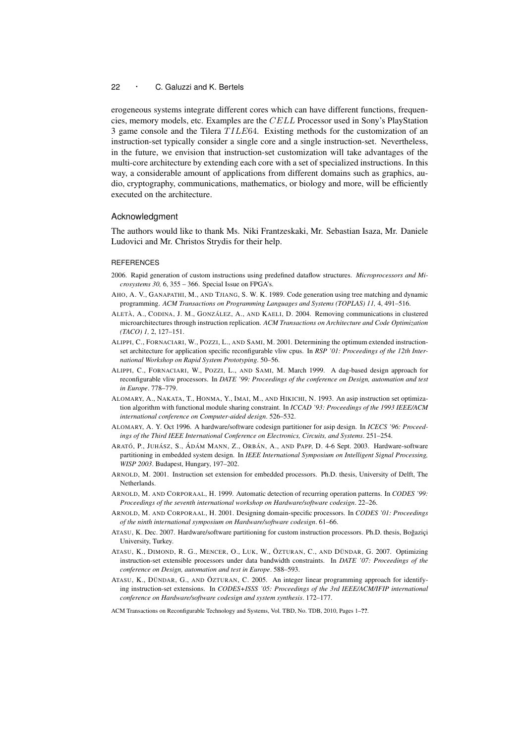erogeneous systems integrate different cores which can have different functions, frequencies, memory models, etc. Examples are the $CELL$ Processor used in Sony's PlayStation 3 game console and the Tilera $TILE64$. Existing methods for the customization of an instruction-set typically consider a single core and a single instruction-set. Nevertheless, in the future, we envision that instruction-set customization will take advantages of the multi-core architecture by extending each core with a set of specialized instructions. In this way, a considerable amount of applications from different domains such as graphics, audio, cryptography, communications, mathematics, or biology and more, will be efficiently executed on the architecture.

## Acknowledgment

The authors would like to thank Ms. Niki Frantzeskaki, Mr. Sebastian Isaza, Mr. Daniele Ludovici and Mr. Christos Strydis for their help.

## REFERENCES

2006. Rapid generation of custom instructions using predefined dataflow structures. *Microprocessors and Microsystems 30,* 6, 355 – 366. Special Issue on FPGA's.

AHO, A. V., GANAPATHI, M., AND TJIANG, S. W. K. 1989. Code generation using tree matching and dynamic programming. *ACM Transactions on Programming Languages and Systems (TOPLAS) 11,* 4, 491–516.

ALETÀ, A., CODINA, J. M., GONZÁLEZ, A., AND KAELI, D. 2004. Removing communications in clustered microarchitectures through instruction replication. *ACM Transactions on Architecture and Code Optimization (TACO) 1,* 2, 127–151.

ALIPPI, C., FORNACIARI, W., POZZI, L., AND SAMI, M. 2001. Determining the optimum extended instruction-set architecture for application specific reconfigurable vliw cpus. In *RSP '01: Proceedings of the 12th International Workshop on Rapid System Prototyping*. 50–56.

ALIPPI, C., FORNACIARI, W., POZZI, L., AND SAMI, M. March 1999. A dag-based design approach for reconfigurable vliw processors. In *DATE '99: Proceedings of the conference on Design, automation and test in Europe*. 778–779.

ALOMARY, A., NAKATA, T., HONMA, Y., IMAI, M., AND HIKICHI, N. 1993. An asip instruction set optimization algorithm with functional module sharing constraint. In *ICCAD '93: Proceedings of the 1993 IEEE/ACM international conference on Computer-aided design*. 526–532.

ALOMARY, A. Y. Oct 1996. A hardware/software codesign partitioner for asip design. In *ICECS '96: Proceedings of the Third IEEE International Conference on Electronics, Circuits, and Systems*. 251–254.

ARATÓ, P., JUHÁSZ, S., ÁDÁM MANN, Z., ORBÁN, A., AND PAPP, D. 4-6 Sept. 2003. Hardware-software partitioning in embedded system design. In *IEEE International Symposium on Intelligent Signal Processing, WISP 2003*. Budapest, Hungary, 197–202.

ARNOLD, M. 2001. Instruction set extension for embedded processors. Ph.D. thesis, University of Delft, The Netherlands.

ARNOLD, M. AND CORPORAAL, H. 1999. Automatic detection of recurring operation patterns. In *CODES '99: Proceedings of the seventh international workshop on Hardware/software codesign*. 22–26.

ARNOLD, M. AND CORPORAAL, H. 2001. Designing domain-specific processors. In *CODES '01: Proceedings of the ninth international symposium on Hardware/software codesign*. 61–66.

ATASU, K. Dec. 2007. Hardware/software partitioning for custom instruction processors. Ph.D. thesis, Boğaziçi University, Turkey.

ATASU, K., DIMOND, R. G., MENCER, O., LUK, W., ÖZTURAN, C., AND DÜNDAR, G. 2007. Optimizing instruction-set extensible processors under data bandwidth constraints. In *DATE '07: Proceedings of the conference on Design, automation and test in Europe*. 588–593.

ATASU, K., DÜNDAR, G., AND ÖZTURAN, C. 2005. An integer linear programming approach for identifying instruction-set extensions. In *CODES+ISSS '05: Proceedings of the 3rd IEEE/ACM/IFIP international conference on Hardware/software codesign and system synthesis*. 172–177.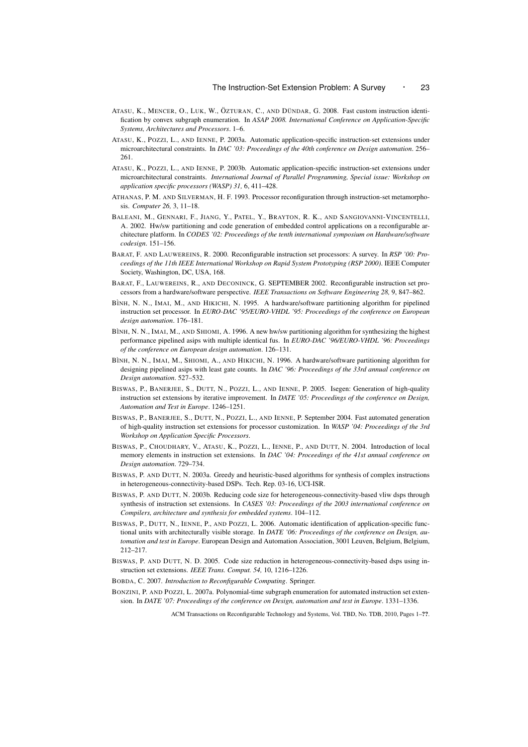ATASU, K., MENCER, O., LUK, W., ÖZTURAN, C., AND DÜNDAR, G. 2008. Fast custom instruction identification by convex subgraph enumeration. In *ASAP 2008. International Conference on Application-Specific Systems, Architectures and Processors*. 1–6.

ATASU, K., POZZI, L., AND IENNE, P. 2003a. Automatic application-specific instruction-set extensions under microarchitectural constraints. In *DAC '03: Proceedings of the 40th conference on Design automation*. 256–261.

ATASU, K., POZZI, L., AND IENNE, P. 2003b. Automatic application-specific instruction-set extensions under microarchitectural constraints. *International Journal of Parallel Programming, Special issue: Workshop on application specific processors (WASP) 31,* 6, 411–428.

ATHANAS, P. M. AND SILVERMAN, H. F. 1993. Processor reconfiguration through instruction-set metamorphosis. *Computer 26,* 3, 11–18.

BALEANI, M., GENNARI, F., JIANG, Y., PATEL, Y., BRAYTON, R. K., AND SANGIOVANNI-VINCENTELLI, A. 2002. Hw/sw partitioning and code generation of embedded control applications on a reconfigurable architecture platform. In *CODES '02: Proceedings of the tenth international symposium on Hardware/software codesign*. 151–156.

BARAT, F. AND LAUWEREINS, R. 2000. Reconfigurable instruction set processors: A survey. In *RSP '00: Proceedings of the 11th IEEE International Workshop on Rapid System Prototyping (RSP 2000)*. IEEE Computer Society, Washington, DC, USA, 168.

BARAT, F., LAUWEREINS, R., AND DECONINCK, G. SEPTEMBER 2002. Reconfigurable instruction set processors from a hardware/software perspective. *IEEE Transactions on Software Engineering 28,* 9, 847–862.

BÌNH, N. N., IMAI, M., AND HIKICHI, N. 1995. A hardware/software partitioning algorithm for pipelined instruction set processor. In *EURO-DAC '95/EURO-VHDL '95: Proceedings of the conference on European design automation*. 176–181.

BÌNH, N. N., IMAI, M., AND SHIOMI, A. 1996. A new hw/sw partitioning algorithm for synthesizing the highest performance pipelined asips with multiple identical fus. In *EURO-DAC '96/EURO-VHDL '96: Proceedings of the conference on European design automation*. 126–131.

BÌNH, N. N., IMAI, M., SHIOMI, A., AND HIKICHI, N. 1996. A hardware/software partitioning algorithm for designing pipelined asips with least gate counts. In *DAC '96: Proceedings of the 33rd annual conference on Design automation*. 527–532.

BISWAS, P., BANERJEE, S., DUTT, N., POZZI, L., AND IENNE, P. 2005. Isegen: Generation of high-quality instruction set extensions by iterative improvement. In *DATE '05: Proceedings of the conference on Design, Automation and Test in Europe*. 1246–1251.

BISWAS, P., BANERJEE, S., DUTT, N., POZZI, L., AND IENNE, P. September 2004. Fast automated generation of high-quality instruction set extensions for processor customization. In *WASP '04: Proceedings of the 3rd Workshop on Application Specific Processors*.

BISWAS, P., CHOUDHARY, V., ATASU, K., POZZI, L., IENNE, P., AND DUTT, N. 2004. Introduction of local memory elements in instruction set extensions. In *DAC '04: Proceedings of the 41st annual conference on Design automation*. 729–734.

BISWAS, P. AND DUTT, N. 2003a. Greedy and heuristic-based algorithms for synthesis of complex instructions in heterogeneous-connectivity-based DSPs. Tech. Rep. 03-16, UCI-ISR.

BISWAS, P. AND DUTT, N. 2003b. Reducing code size for heterogeneous-connectivity-based vliw dsps through synthesis of instruction set extensions. In *CASES '03: Proceedings of the 2003 international conference on Compilers, architecture and synthesis for embedded systems*. 104–112.

BISWAS, P., DUTT, N., IENNE, P., AND POZZI, L. 2006. Automatic identification of application-specific functional units with architecturally visible storage. In *DATE '06: Proceedings of the conference on Design, automation and test in Europe*. European Design and Automation Association, 3001 Leuven, Belgium, Belgium, 212–217.

BISWAS, P. AND DUTT, N. D. 2005. Code size reduction in heterogeneous-connectivity-based dsps using instruction set extensions. *IEEE Trans. Comput. 54,* 10, 1216–1226.

BOBDA, C. 2007. *Introduction to Reconfigurable Computing*. Springer.

BONZINI, P. AND POZZI, L. 2007a. Polynomial-time subgraph enumeration for automated instruction set extension. In *DATE '07: Proceedings of the conference on Design, automation and test in Europe*. 1331–1336.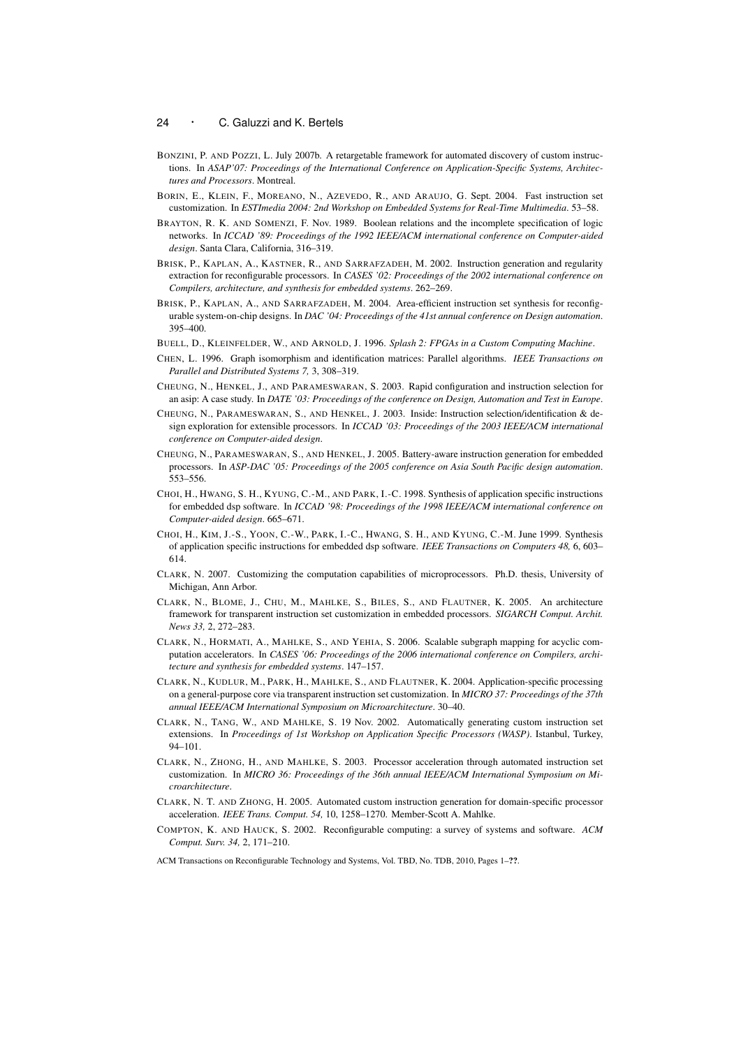BONZINI, P. AND POZZI, L. July 2007b. A retargetable framework for automated discovery of custom instructions. In *ASAP'07: Proceedings of the International Conference on Application-Specific Systems, Architectures and Processors*. Montreal.

BORIN, E., KLEIN, F., MOREANO, N., AZEVEDO, R., AND ARAUJO, G. Sept. 2004. Fast instruction set customization. In *ESTImedia 2004: 2nd Workshop on Embedded Systems for Real-Time Multimedia*. 53–58.

BRAYTON, R. K. AND SOMENZI, F. Nov. 1989. Boolean relations and the incomplete specification of logic networks. In *ICCAD '89: Proceedings of the 1992 IEEE/ACM international conference on Computer-aided design*. Santa Clara, California, 316–319.

BRISK, P., KAPLAN, A., KASTNER, R., AND SARRAFZADEH, M. 2002. Instruction generation and regularity extraction for reconfigurable processors. In *CASES '02: Proceedings of the 2002 international conference on Compilers, architecture, and synthesis for embedded systems*. 262–269.

BRISK, P., KAPLAN, A., AND SARRAFZADEH, M. 2004. Area-efficient instruction set synthesis for reconfigurable system-on-chip designs. In *DAC '04: Proceedings of the 41st annual conference on Design automation*. 395–400.

BUELL, D., KLEINFELDER, W., AND ARNOLD, J. 1996. *Splash 2: FPGAs in a Custom Computing Machine*.

CHEN, L. 1996. Graph isomorphism and identification matrices: Parallel algorithms. *IEEE Transactions on Parallel and Distributed Systems 7,* 3, 308–319.

CHEUNG, N., HENKEL, J., AND PARAMESWARAN, S. 2003. Rapid configuration and instruction selection for an asip: A case study. In *DATE '03: Proceedings of the conference on Design, Automation and Test in Europe*.

CHEUNG, N., PARAMESWARAN, S., AND HENKEL, J. 2003. Inside: Instruction selection/identification & design exploration for extensible processors. In *ICCAD '03: Proceedings of the 2003 IEEE/ACM international conference on Computer-aided design*.

CHEUNG, N., PARAMESWARAN, S., AND HENKEL, J. 2005. Battery-aware instruction generation for embedded processors. In *ASP-DAC '05: Proceedings of the 2005 conference on Asia South Pacific design automation*. 553–556.

CHOI, H., HWANG, S. H., KYUNG, C.-M., AND PARK, I.-C. 1998. Synthesis of application specific instructions for embedded dsp software. In *ICCAD '98: Proceedings of the 1998 IEEE/ACM international conference on Computer-aided design*. 665–671.

CHOI, H., KIM, J.-S., YOON, C.-W., PARK, I.-C., HWANG, S. H., AND KYUNG, C.-M. June 1999. Synthesis of application specific instructions for embedded dsp software. *IEEE Transactions on Computers 48,* 6, 603–614.

CLARK, N. 2007. Customizing the computation capabilities of microprocessors. Ph.D. thesis, University of Michigan, Ann Arbor.

CLARK, N., BLOME, J., CHU, M., MAHLKE, S., BILES, S., AND FLAUTNER, K. 2005. An architecture framework for transparent instruction set customization in embedded processors. *SIGARCH Comput. Archit. News 33,* 2, 272–283.

CLARK, N., HORMATI, A., MAHLKE, S., AND YEHIA, S. 2006. Scalable subgraph mapping for acyclic computation accelerators. In *CASES '06: Proceedings of the 2006 international conference on Compilers, architecture and synthesis for embedded systems*. 147–157.

CLARK, N., KUDLUR, M., PARK, H., MAHLKE, S., AND FLAUTNER, K. 2004. Application-specific processing on a general-purpose core via transparent instruction set customization. In *MICRO 37: Proceedings of the 37th annual IEEE/ACM International Symposium on Microarchitecture*. 30–40.

CLARK, N., TANG, W., AND MAHLKE, S. 19 Nov. 2002. Automatically generating custom instruction set extensions. In *Proceedings of 1st Workshop on Application Specific Processors (WASP)*. Istanbul, Turkey, 94–101.

CLARK, N., ZHONG, H., AND MAHLKE, S. 2003. Processor acceleration through automated instruction set customization. In *MICRO 36: Proceedings of the 36th annual IEEE/ACM International Symposium on Microarchitecture*.

CLARK, N. T. AND ZHONG, H. 2005. Automated custom instruction generation for domain-specific processor acceleration. *IEEE Trans. Comput. 54,* 10, 1258–1270. Member-Scott A. Mahlke.

COMPTON, K. AND HAUCK, S. 2002. Reconfigurable computing: a survey of systems and software. *ACM Comput. Surv. 34,* 2, 171–210.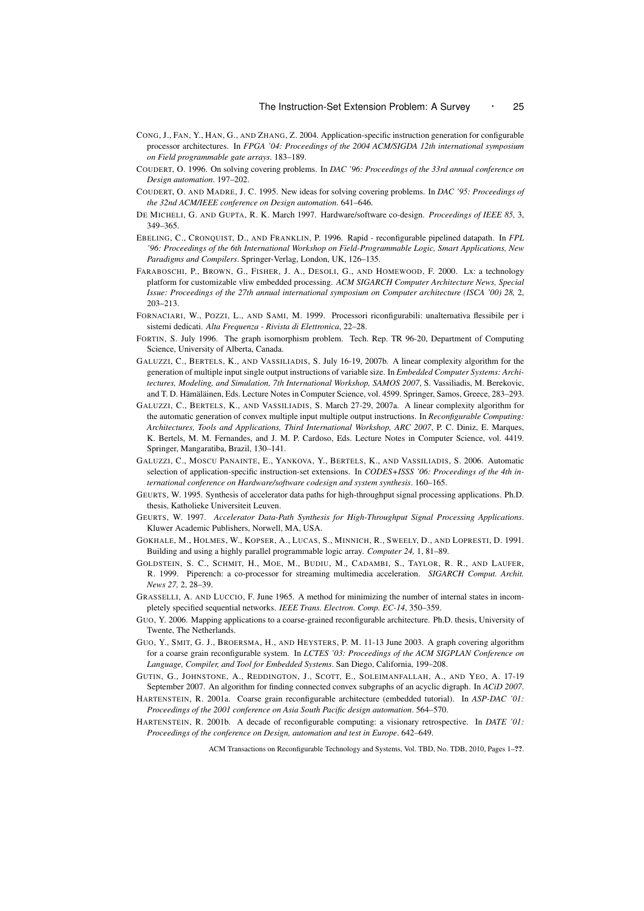CONG, J., FAN, Y., HAN, G., AND ZHANG, Z. 2004. Application-specific instruction generation for configurable processor architectures. In *FPGA '04: Proceedings of the 2004 ACM/SIGDA 12th international symposium on Field programmable gate arrays*. 183–189.

COUDERT, O. 1996. On solving covering problems. In *DAC '96: Proceedings of the 33rd annual conference on Design automation*. 197–202.

COUDERT, O. AND MADRE, J. C. 1995. New ideas for solving covering problems. In *DAC '95: Proceedings of the 32nd ACM/IEEE conference on Design automation*. 641–646.

DE MICHELI, G. AND GUPTA, R. K. March 1997. Hardware/software co-design. *Proceedings of IEEE 85,* 3, 349–365.

EBELING, C., CRONQUIST, D., AND FRANKLIN, P. 1996. Rapid - reconfigurable pipelined datapath. In *FPL '96: Proceedings of the 6th International Workshop on Field-Programmable Logic, Smart Applications, New Paradigms and Compilers*. Springer-Verlag, London, UK, 126–135.

FARABOSCHI, P., BROWN, G., FISHER, J. A., DESOLI, G., AND HOMEWOOD, F. 2000. Lx: a technology platform for customizable vliw embedded processing. *ACM SIGARCH Computer Architecture News, Special Issue: Proceedings of the 27th annual international symposium on Computer architecture (ISCA '00) 28,* 2, 203–213.

FORNACIARI, W., POZZI, L., AND SAMI, M. 1999. Processori riconfigurabili: unalternativa flessibile per i sistemi dedicati. *Alta Frequenza - Rivista di Elettronica*, 22–28.

FORTIN, S. July 1996. The graph isomorphism problem. Tech. Rep. TR 96-20, Department of Computing Science, University of Alberta, Canada.

GALUZZI, C., BERTELS, K., AND VASSILIADIS, S. July 16-19, 2007b. A linear complexity algorithm for the generation of multiple input single output instructions of variable size. In *Embedded Computer Systems: Architectures, Modeling, and Simulation, 7th International Workshop, SAMOS 2007*, S. Vassiliadis, M. Berekovic, and T. D. Hämäläinen, Eds. Lecture Notes in Computer Science, vol. 4599. Springer, Samos, Greece, 283–293.

GALUZZI, C., BERTELS, K., AND VASSILIADIS, S. March 27-29, 2007a. A linear complexity algorithm for the automatic generation of convex multiple input multiple output instructions. In *Reconfigurable Computing: Architectures, Tools and Applications, Third International Workshop, ARC 2007*, P. C. Diniz, E. Marques, K. Bertels, M. M. Fernandes, and J. M. P. Cardoso, Eds. Lecture Notes in Computer Science, vol. 4419. Springer, Mangaratiba, Brazil, 130–141.

GALUZZI, C., MOSCU PANAINTE, E., YANKOVA, Y., BERTELS, K., AND VASSILIADIS, S. 2006. Automatic selection of application-specific instruction-set extensions. In *CODES+ISSS '06: Proceedings of the 4th international conference on Hardware/software codesign and system synthesis*. 160–165.

GEURTS, W. 1995. Synthesis of accelerator data paths for high-throughput signal processing applications. Ph.D. thesis, Katholieke Universiteit Leuven.

GEURTS, W. 1997. *Accelerator Data-Path Synthesis for High-Throughput Signal Processing Applications*. Kluwer Academic Publishers, Norwell, MA, USA.

GOKHALE, M., HOLMES, W., KOPSER, A., LUCAS, S., MINNICH, R., SWEELY, D., AND LOPRESTI, D. 1991. Building and using a highly parallel programmable logic array. *Computer 24,* 1, 81–89.

GOLDSTEIN, S. C., SCHMIT, H., MOE, M., BUDIU, M., CADAMBI, S., TAYLOR, R. R., AND LAUFER, R. 1999. Piperench: a co-processor for streaming multimedia acceleration. *SIGARCH Comput. Archit. News 27,* 2, 28–39.

GRASSELLI, A. AND LUCCIO, F. June 1965. A method for minimizing the number of internal states in incompletely specified sequential networks. *IEEE Trans. Electron. Comp. EC-14*, 350–359.

GUO, Y. 2006. Mapping applications to a coarse-grained reconfigurable architecture. Ph.D. thesis, University of Twente, The Netherlands.

GUO, Y., SMIT, G. J., BROERSMA, H., AND HEYSTERS, P. M. 11-13 June 2003. A graph covering algorithm for a coarse grain reconfigurable system. In *LCTES '03: Proceedings of the ACM SIGPLAN Conference on Language, Compiler, and Tool for Embedded Systems*. San Diego, California, 199–208.

GUTIN, G., JOHNSTONE, A., REDDINGTON, J., SCOTT, E., SOLEIMANFALLAH, A., AND YEO, A. 17-19 September 2007. An algorithm for finding connected convex subgraphs of an acyclic digraph. In *ACiD 2007*.

HARTENSTEIN, R. 2001a. Coarse grain reconfigurable architecture (embedded tutorial). In *ASP-DAC '01: Proceedings of the 2001 conference on Asia South Pacific design automation*. 564–570.

HARTENSTEIN, R. 2001b. A decade of reconfigurable computing: a visionary retrospective. In *DATE '01: Proceedings of the conference on Design, automation and test in Europe*. 642–649.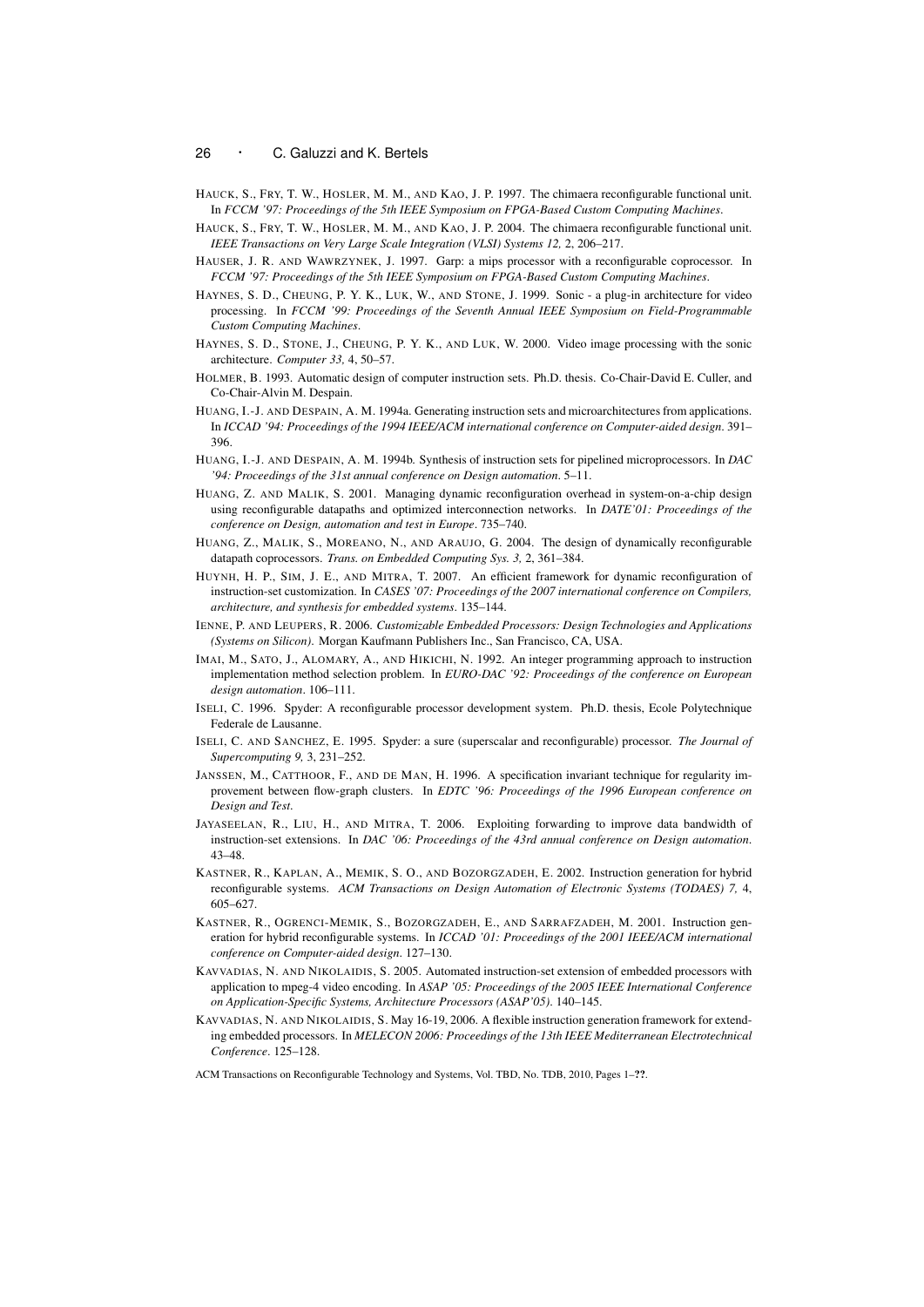HAUCK, S., FRY, T. W., HOSLER, M. M., AND KAO, J. P. 1997. The chimaera reconfigurable functional unit. In *FCCM '97: Proceedings of the 5th IEEE Symposium on FPGA-Based Custom Computing Machines*.

HAUCK, S., FRY, T. W., HOSLER, M. M., AND KAO, J. P. 2004. The chimaera reconfigurable functional unit. *IEEE Transactions on Very Large Scale Integration (VLSI) Systems 12,* 2, 206–217.

HAUSER, J. R. AND WAWRZYNEK, J. 1997. Garp: a mips processor with a reconfigurable coprocessor. In *FCCM '97: Proceedings of the 5th IEEE Symposium on FPGA-Based Custom Computing Machines*.

HAYNES, S. D., CHEUNG, P. Y. K., LUK, W., AND STONE, J. 1999. Sonic - a plug-in architecture for video processing. In *FCCM '99: Proceedings of the Seventh Annual IEEE Symposium on Field-Programmable Custom Computing Machines*.

HAYNES, S. D., STONE, J., CHEUNG, P. Y. K., AND LUK, W. 2000. Video image processing with the sonic architecture. *Computer 33,* 4, 50–57.

HOLMER, B. 1993. Automatic design of computer instruction sets. Ph.D. thesis. Co-Chair-David E. Culler, and Co-Chair-Alvin M. Despain.

HUANG, I.-J. AND DESPAIN, A. M. 1994a. Generating instruction sets and microarchitectures from applications. In *ICCAD '94: Proceedings of the 1994 IEEE/ACM international conference on Computer-aided design*. 391–396.

HUANG, I.-J. AND DESPAIN, A. M. 1994b. Synthesis of instruction sets for pipelined microprocessors. In *DAC '94: Proceedings of the 31st annual conference on Design automation*. 5–11.

HUANG, Z. AND MALIK, S. 2001. Managing dynamic reconfiguration overhead in system-on-a-chip design using reconfigurable datapaths and optimized interconnection networks. In *DATE'01: Proceedings of the conference on Design, automation and test in Europe*. 735–740.

HUANG, Z., MALIK, S., MOREANO, N., AND ARAUJO, G. 2004. The design of dynamically reconfigurable datapath coprocessors. *Trans. on Embedded Computing Sys. 3,* 2, 361–384.

HUYNH, H. P., SIM, J. E., AND MITRA, T. 2007. An efficient framework for dynamic reconfiguration of instruction-set customization. In *CASES '07: Proceedings of the 2007 international conference on Compilers, architecture, and synthesis for embedded systems*. 135–144.

IENNE, P. AND LEUPERS, R. 2006. *Customizable Embedded Processors: Design Technologies and Applications (Systems on Silicon)*. Morgan Kaufmann Publishers Inc., San Francisco, CA, USA.

IMAI, M., SATO, J., ALOMARY, A., AND HIKICHI, N. 1992. An integer programming approach to instruction implementation method selection problem. In *EURO-DAC '92: Proceedings of the conference on European design automation*. 106–111.

ISELI, C. 1996. Spyder: A reconfigurable processor development system. Ph.D. thesis, Ecole Polytechnique Federale de Lausanne.

ISELI, C. AND SANCHEZ, E. 1995. Spyder: a sure (superscalar and reconfigurable) processor. *The Journal of Supercomputing 9,* 3, 231–252.

JANSSEN, M., CATTHOOR, F., AND DE MAN, H. 1996. A specification invariant technique for regularity improvement between flow-graph clusters. In *EDTC '96: Proceedings of the 1996 European conference on Design and Test*.

JAYASEELAN, R., LIU, H., AND MITRA, T. 2006. Exploiting forwarding to improve data bandwidth of instruction-set extensions. In *DAC '06: Proceedings of the 43rd annual conference on Design automation*. 43–48.

KASTNER, R., KAPLAN, A., MEMIK, S. O., AND BOZORGZADEH, E. 2002. Instruction generation for hybrid reconfigurable systems. *ACM Transactions on Design Automation of Electronic Systems (TODAES) 7,* 4, 605–627.

KASTNER, R., OGRENCI-MEMIK, S., BOZORGZADEH, E., AND SARRAFZADEH, M. 2001. Instruction generation for hybrid reconfigurable systems. In *ICCAD '01: Proceedings of the 2001 IEEE/ACM international conference on Computer-aided design*. 127–130.

KAVVADIAS, N. AND NIKOLAIDIS, S. 2005. Automated instruction-set extension of embedded processors with application to mpeg-4 video encoding. In *ASAP '05: Proceedings of the 2005 IEEE International Conference on Application-Specific Systems, Architecture Processors (ASAP'05)*. 140–145.

KAVVADIAS, N. AND NIKOLAIDIS, S. May 16-19, 2006. A flexible instruction generation framework for extending embedded processors. In *MELECON 2006: Proceedings of the 13th IEEE Mediterranean Electrotechnical Conference*. 125–128.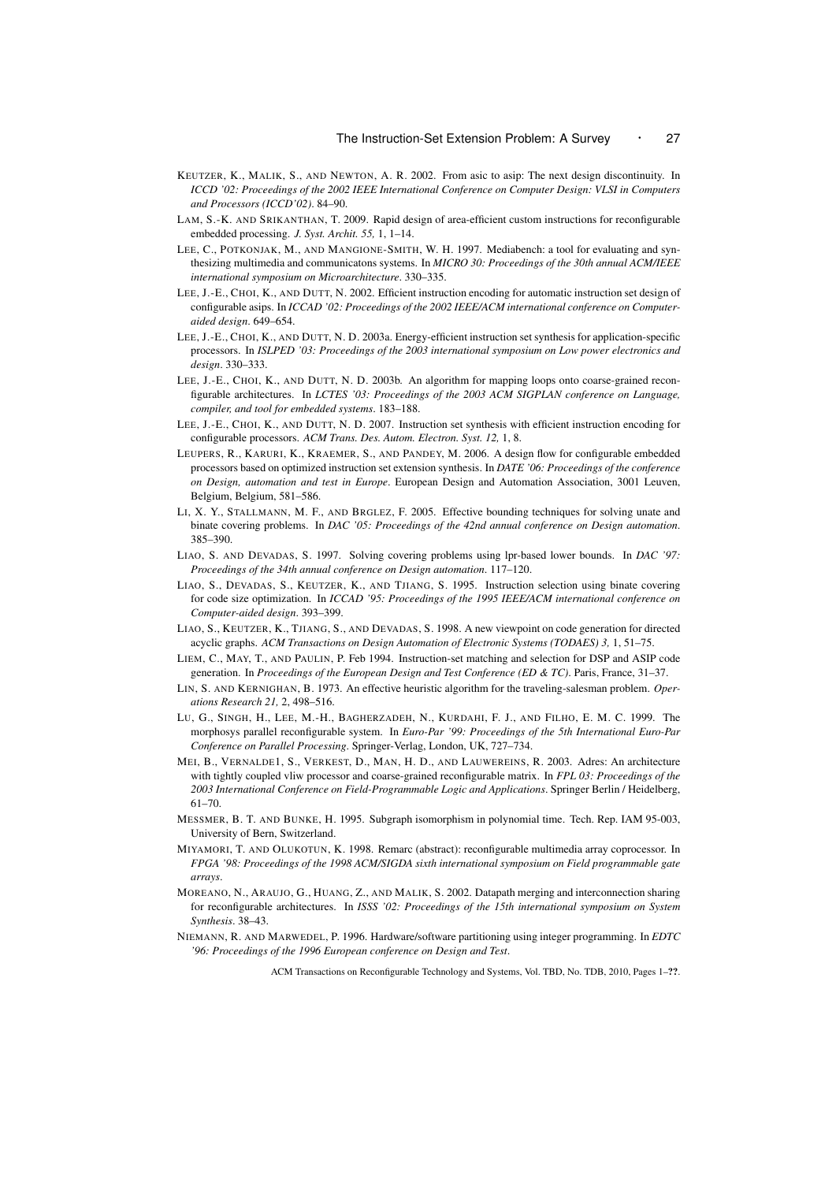KEUTZER, K., MALIK, S., AND NEWTON, A. R. 2002. From asic to asip: The next design discontinuity. In *ICCD '02: Proceedings of the 2002 IEEE International Conference on Computer Design: VLSI in Computers and Processors (ICCD'02)*. 84–90.

LAM, S.-K. AND SRIKANTHAN, T. 2009. Rapid design of area-efficient custom instructions for reconfigurable embedded processing. *J. Syst. Archit. 55,* 1, 1–14.

LEE, C., POTKONJAK, M., AND MANGIONE-SMITH, W. H. 1997. Mediabench: a tool for evaluating and synthesizing multimedia and communicatons systems. In *MICRO 30: Proceedings of the 30th annual ACM/IEEE international symposium on Microarchitecture*. 330–335.

LEE, J.-E., CHOI, K., AND DUTT, N. 2002. Efficient instruction encoding for automatic instruction set design of configurable asips. In *ICCAD '02: Proceedings of the 2002 IEEE/ACM international conference on Computer-aided design*. 649–654.

LEE, J.-E., CHOI, K., AND DUTT, N. D. 2003a. Energy-efficient instruction set synthesis for application-specific processors. In *ISLPED '03: Proceedings of the 2003 international symposium on Low power electronics and design*. 330–333.

LEE, J.-E., CHOI, K., AND DUTT, N. D. 2003b. An algorithm for mapping loops onto coarse-grained reconfigurable architectures. In *LCTES '03: Proceedings of the 2003 ACM SIGPLAN conference on Language, compiler, and tool for embedded systems*. 183–188.

LEE, J.-E., CHOI, K., AND DUTT, N. D. 2007. Instruction set synthesis with efficient instruction encoding for configurable processors. *ACM Trans. Des. Autom. Electron. Syst. 12,* 1, 8.

LEUPERS, R., KARURI, K., KRAEMER, S., AND PANDEY, M. 2006. A design flow for configurable embedded processors based on optimized instruction set extension synthesis. In *DATE '06: Proceedings of the conference on Design, automation and test in Europe*. European Design and Automation Association, 3001 Leuven, Belgium, Belgium, 581–586.

LI, X. Y., STALLMANN, M. F., AND BRGLEZ, F. 2005. Effective bounding techniques for solving unate and binate covering problems. In *DAC '05: Proceedings of the 42nd annual conference on Design automation*. 385–390.

LIAO, S. AND DEVADAS, S. 1997. Solving covering problems using lpr-based lower bounds. In *DAC '97: Proceedings of the 34th annual conference on Design automation*. 117–120.

LIAO, S., DEVADAS, S., KEUTZER, K., AND TJIANG, S. 1995. Instruction selection using binate covering for code size optimization. In *ICCAD '95: Proceedings of the 1995 IEEE/ACM international conference on Computer-aided design*. 393–399.

LIAO, S., KEUTZER, K., TJIANG, S., AND DEVADAS, S. 1998. A new viewpoint on code generation for directed acyclic graphs. *ACM Transactions on Design Automation of Electronic Systems (TODAES) 3,* 1, 51–75.

LIEM, C., MAY, T., AND PAULIN, P. Feb 1994. Instruction-set matching and selection for DSP and ASIP code generation. In *Proceedings of the European Design and Test Conference (ED & TC)*. Paris, France, 31–37.

LIN, S. AND KERNIGHAN, B. 1973. An effective heuristic algorithm for the traveling-salesman problem. *Operations Research 21,* 2, 498–516.

LU, G., SINGH, H., LEE, M.-H., BAGHERZADEH, N., KURDAHI, F. J., AND FILHO, E. M. C. 1999. The morphosys parallel reconfigurable system. In *Euro-Par '99: Proceedings of the 5th International Euro-Par Conference on Parallel Processing*. Springer-Verlag, London, UK, 727–734.

MEI, B., VERNALDE1, S., VERKEST, D., MAN, H. D., AND LAUWEREINS, R. 2003. Adres: An architecture with tightly coupled vliw processor and coarse-grained reconfigurable matrix. In *FPL 03: Proceedings of the 2003 International Conference on Field-Programmable Logic and Applications*. Springer Berlin / Heidelberg, 61–70.

MESSMER, B. T. AND BUNKE, H. 1995. Subgraph isomorphism in polynomial time. Tech. Rep. IAM 95-003, University of Bern, Switzerland.

MIYAMORI, T. AND OLUKOTUN, K. 1998. Remarc (abstract): reconfigurable multimedia array coprocessor. In *FPGA '98: Proceedings of the 1998 ACM/SIGDA sixth international symposium on Field programmable gate arrays*.

MOREANO, N., ARAUJO, G., HUANG, Z., AND MALIK, S. 2002. Datapath merging and interconnection sharing for reconfigurable architectures. In *ISSS '02: Proceedings of the 15th international symposium on System Synthesis*. 38–43.

NIEMANN, R. AND MARWEDEL, P. 1996. Hardware/software partitioning using integer programming. In *EDTC '96: Proceedings of the 1996 European conference on Design and Test*.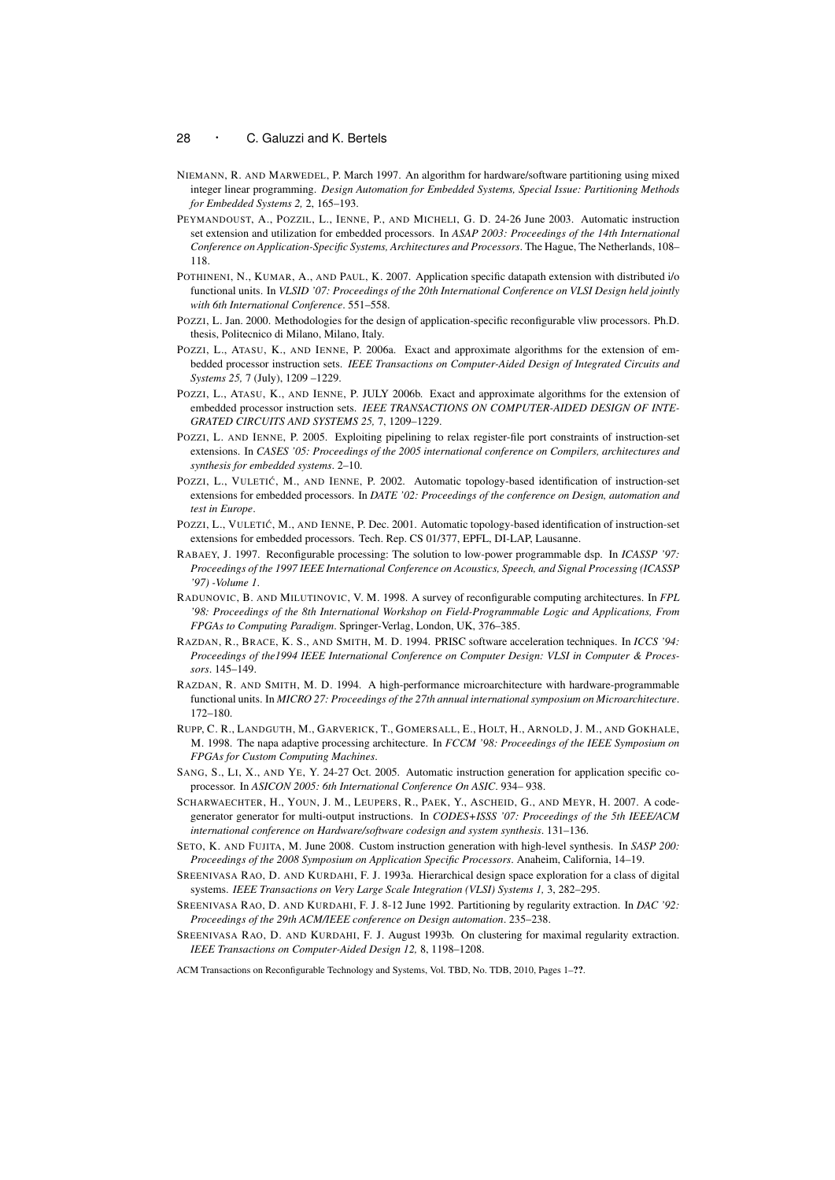NIEMANN, R. AND MARWEDEL, P. March 1997. An algorithm for hardware/software partitioning using mixed integer linear programming. *Design Automation for Embedded Systems, Special Issue: Partitioning Methods for Embedded Systems 2,* 2, 165–193.

PEYMANDOUST, A., POZZIL, L., IENNE, P., AND MICHELI, G. D. 24-26 June 2003. Automatic instruction set extension and utilization for embedded processors. In *ASAP 2003: Proceedings of the 14th International Conference on Application-Specific Systems, Architectures and Processors*. The Hague, The Netherlands, 108–118.

POTHINENI, N., KUMAR, A., AND PAUL, K. 2007. Application specific datapath extension with distributed i/o functional units. In *VLSID '07: Proceedings of the 20th International Conference on VLSI Design held jointly with 6th International Conference*. 551–558.

POZZI, L. Jan. 2000. Methodologies for the design of application-specific reconfigurable vliw processors. Ph.D. thesis, Politecnico di Milano, Milano, Italy.

POZZI, L., ATASU, K., AND IENNE, P. 2006a. Exact and approximate algorithms for the extension of embedded processor instruction sets. *IEEE Transactions on Computer-Aided Design of Integrated Circuits and Systems 25,* 7 (July), 1209 –1229.

POZZI, L., ATASU, K., AND IENNE, P. JULY 2006b. Exact and approximate algorithms for the extension of embedded processor instruction sets. *IEEE TRANSACTIONS ON COMPUTER-AIDED DESIGN OF INTEGRATED CIRCUITS AND SYSTEMS 25,* 7, 1209–1229.

POZZI, L. AND IENNE, P. 2005. Exploiting pipelining to relax register-file port constraints of instruction-set extensions. In *CASES '05: Proceedings of the 2005 international conference on Compilers, architectures and synthesis for embedded systems*. 2–10.

POZZI, L., VULETIĆ, M., AND IENNE, P. 2002. Automatic topology-based identification of instruction-set extensions for embedded processors. In *DATE '02: Proceedings of the conference on Design, automation and test in Europe*.

POZZI, L., VULETIĆ, M., AND IENNE, P. Dec. 2001. Automatic topology-based identification of instruction-set extensions for embedded processors. Tech. Rep. CS 01/377, EPFL, DI-LAP, Lausanne.

RABAEY, J. 1997. Reconfigurable processing: The solution to low-power programmable dsp. In *ICASSP '97: Proceedings of the 1997 IEEE International Conference on Acoustics, Speech, and Signal Processing (ICASSP '97) -Volume 1*.

RADUNOVIC, B. AND MILUTINOVIC, V. M. 1998. A survey of reconfigurable computing architectures. In *FPL '98: Proceedings of the 8th International Workshop on Field-Programmable Logic and Applications, From FPGAs to Computing Paradigm*. Springer-Verlag, London, UK, 376–385.

RAZDAN, R., BRACE, K. S., AND SMITH, M. D. 1994. PRISC software acceleration techniques. In *ICCS '94: Proceedings of the1994 IEEE International Conference on Computer Design: VLSI in Computer & Processors*. 145–149.

RAZDAN, R. AND SMITH, M. D. 1994. A high-performance microarchitecture with hardware-programmable functional units. In *MICRO 27: Proceedings of the 27th annual international symposium on Microarchitecture*. 172–180.

RUPP, C. R., LANDGUTH, M., GARVERICK, T., GOMERSALL, E., HOLT, H., ARNOLD, J. M., AND GOKHALE, M. 1998. The napa adaptive processing architecture. In *FCCM '98: Proceedings of the IEEE Symposium on FPGAs for Custom Computing Machines*.

SANG, S., LI, X., AND YE, Y. 24-27 Oct. 2005. Automatic instruction generation for application specific coprocessor. In *ASICON 2005: 6th International Conference On ASIC*. 934– 938.

SCHARWAECHTER, H., YOUN, J. M., LEUPERS, R., PAEK, Y., ASCHEID, G., AND MEYR, H. 2007. A code-generator generator for multi-output instructions. In *CODES+ISSS '07: Proceedings of the 5th IEEE/ACM international conference on Hardware/software codesign and system synthesis*. 131–136.

SETO, K. AND FUJITA, M. June 2008. Custom instruction generation with high-level synthesis. In *SASP 200: Proceedings of the 2008 Symposium on Application Specific Processors*. Anaheim, California, 14–19.

SREENIVASA RAO, D. AND KURDAHI, F. J. 1993a. Hierarchical design space exploration for a class of digital systems. *IEEE Transactions on Very Large Scale Integration (VLSI) Systems 1,* 3, 282–295.

SREENIVASA RAO, D. AND KURDAHI, F. J. 8-12 June 1992. Partitioning by regularity extraction. In *DAC '92: Proceedings of the 29th ACM/IEEE conference on Design automation*. 235–238.

SREENIVASA RAO, D. AND KURDAHI, F. J. August 1993b. On clustering for maximal regularity extraction. *IEEE Transactions on Computer-Aided Design 12,* 8, 1198–1208.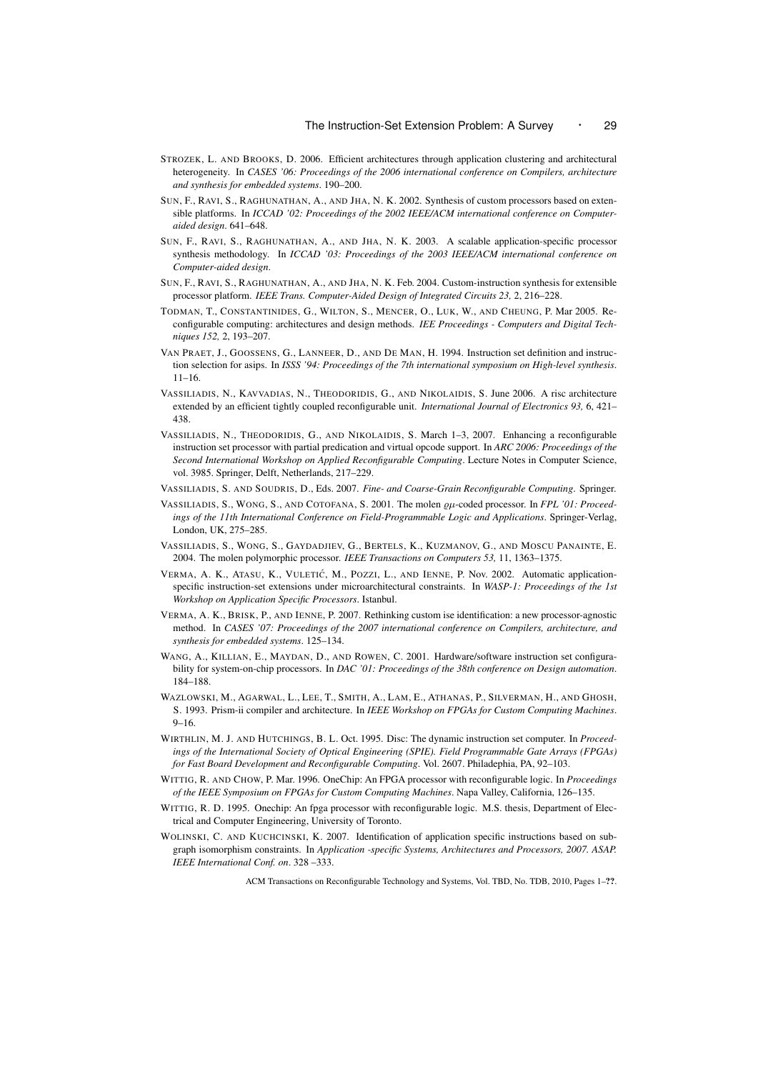STROZEK, L. AND BROOKS, D. 2006. Efficient architectures through application clustering and architectural heterogeneity. In *CASES '06: Proceedings of the 2006 international conference on Compilers, architecture and synthesis for embedded systems*. 190–200.

SUN, F., RAVI, S., RAGHUNATHAN, A., AND JHA, N. K. 2002. Synthesis of custom processors based on extensible platforms. In *ICCAD '02: Proceedings of the 2002 IEEE/ACM international conference on Computer-aided design*. 641–648.

SUN, F., RAVI, S., RAGHUNATHAN, A., AND JHA, N. K. 2003. A scalable application-specific processor synthesis methodology. In *ICCAD '03: Proceedings of the 2003 IEEE/ACM international conference on Computer-aided design*.

SUN, F., RAVI, S., RAGHUNATHAN, A., AND JHA, N. K. Feb. 2004. Custom-instruction synthesis for extensible processor platform. *IEEE Trans. Computer-Aided Design of Integrated Circuits 23,* 2, 216–228.

TODMAN, T., CONSTANTINIDES, G., WILTON, S., MENCER, O., LUK, W., AND CHEUNG, P. Mar 2005. Reconfigurable computing: architectures and design methods. *IEE Proceedings - Computers and Digital Techniques 152,* 2, 193–207.

VAN PRAET, J., GOOSSENS, G., LANNEER, D., AND DE MAN, H. 1994. Instruction set definition and instruction selection for asips. In *ISSS '94: Proceedings of the 7th international symposium on High-level synthesis*. 11–16.

VASSILIADIS, N., KAVVADIAS, N., THEODORIDIS, G., AND NIKOLAIDIS, S. June 2006. A risc architecture extended by an efficient tightly coupled reconfigurable unit. *International Journal of Electronics 93,* 6, 421–438.

VASSILIADIS, N., THEODORIDIS, G., AND NIKOLAIDIS, S. March 1–3, 2007. Enhancing a reconfigurable instruction set processor with partial predication and virtual opcode support. In *ARC 2006: Proceedings of the Second International Workshop on Applied Reconfigurable Computing*. Lecture Notes in Computer Science, vol. 3985. Springer, Delft, Netherlands, 217–229.

VASSILIADIS, S. AND SOUDRIS, D., Eds. 2007. *Fine- and Coarse-Grain Reconfigurable Computing*. Springer.

VASSILIADIS, S., WONG, S., AND COTOFANA, S. 2001. The molen $\varrho\mu$-coded processor. In *FPL '01: Proceedings of the 11th International Conference on Field-Programmable Logic and Applications*. Springer-Verlag, London, UK, 275–285.

VASSILIADIS, S., WONG, S., GAYDADJIEV, G., BERTELS, K., KUZMANOV, G., AND MOSCU PANAINTE, E. 2004. The molen polymorphic processor. *IEEE Transactions on Computers 53,* 11, 1363–1375.

VERMA, A. K., ATASU, K., VULETIĆ, M., POZZI, L., AND IENNE, P. Nov. 2002. Automatic application-specific instruction-set extensions under microarchitectural constraints. In *WASP-1: Proceedings of the 1st Workshop on Application Specific Processors*. Istanbul.

VERMA, A. K., BRISK, P., AND IENNE, P. 2007. Rethinking custom ise identification: a new processor-agnostic method. In *CASES '07: Proceedings of the 2007 international conference on Compilers, architecture, and synthesis for embedded systems*. 125–134.

WANG, A., KILLIAN, E., MAYDAN, D., AND ROWEN, C. 2001. Hardware/software instruction set configurability for system-on-chip processors. In *DAC '01: Proceedings of the 38th conference on Design automation*. 184–188.

WAZLOWSKI, M., AGARWAL, L., LEE, T., SMITH, A., LAM, E., ATHANAS, P., SILVERMAN, H., AND GHOSH, S. 1993. Prism-ii compiler and architecture. In *IEEE Workshop on FPGAs for Custom Computing Machines*. 9–16.

WIRTHLIN, M. J. AND HUTCHINGS, B. L. Oct. 1995. Disc: The dynamic instruction set computer. In *Proceedings of the International Society of Optical Engineering (SPIE). Field Programmable Gate Arrays (FPGAs) for Fast Board Development and Reconfigurable Computing*. Vol. 2607. Philadephia, PA, 92–103.

WITTIG, R. AND CHOW, P. Mar. 1996. OneChip: An FPGA processor with reconfigurable logic. In *Proceedings of the IEEE Symposium on FPGAs for Custom Computing Machines*. Napa Valley, California, 126–135.

WITTIG, R. D. 1995. Onechip: An fpga processor with reconfigurable logic. M.S. thesis, Department of Electrical and Computer Engineering, University of Toronto.

WOLINSKI, C. AND KUCHCINSKI, K. 2007. Identification of application specific instructions based on subgraph isomorphism constraints. In *Application -specific Systems, Architectures and Processors, 2007. ASAP. IEEE International Conf. on*. 328 –333.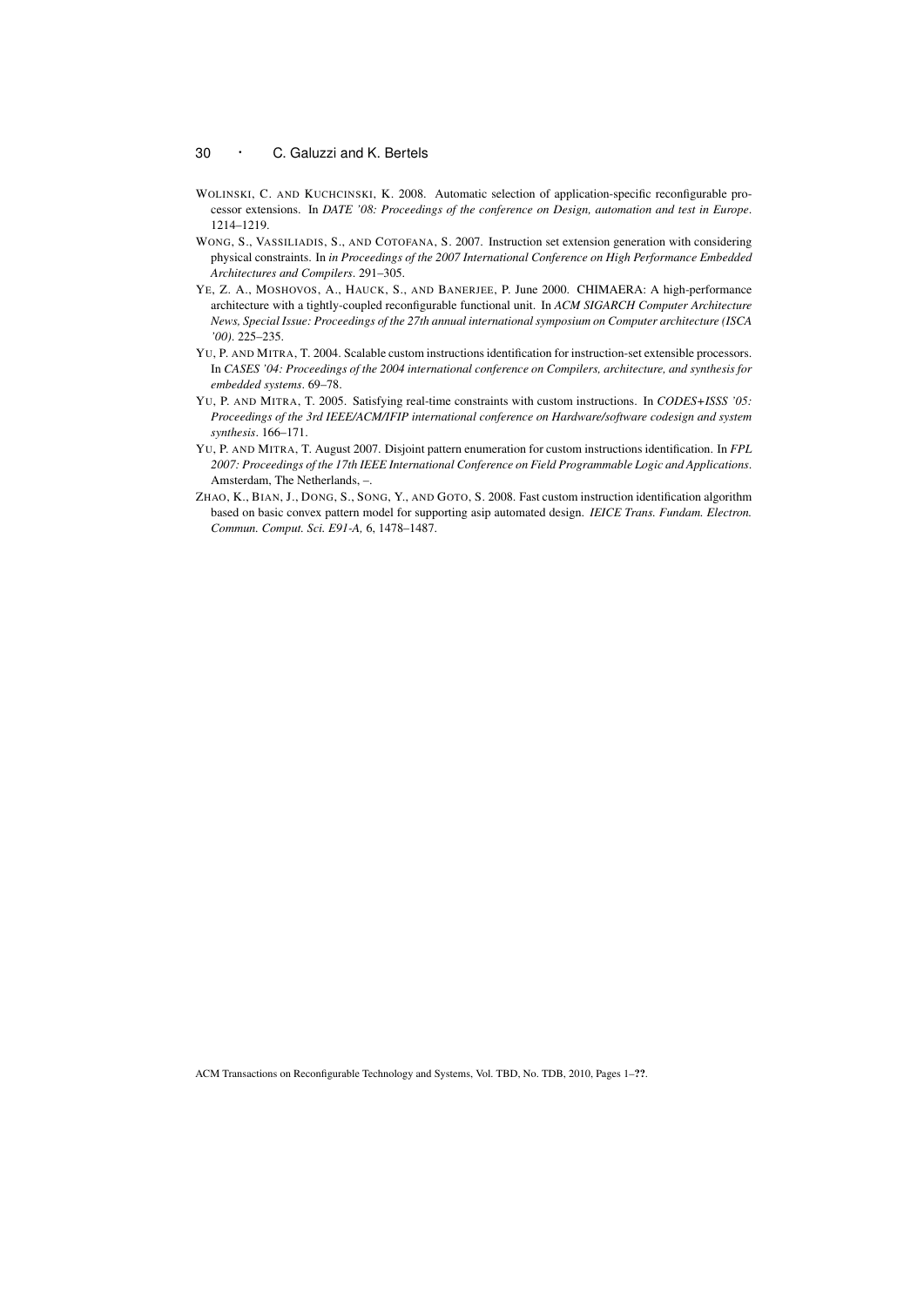WOLINSKI, C. AND KUCHCINSKI, K. 2008. Automatic selection of application-specific reconfigurable processor extensions. In *DATE '08: Proceedings of the conference on Design, automation and test in Europe*. 1214–1219.

WONG, S., VASSILIADIS, S., AND COTOFANA, S. 2007. Instruction set extension generation with considering physical constraints. In *in Proceedings of the 2007 International Conference on High Performance Embedded Architectures and Compilers*. 291–305.

YE, Z. A., MOSHOVOS, A., HAUCK, S., AND BANERJEE, P. June 2000. CHIMAERA: A high-performance architecture with a tightly-coupled reconfigurable functional unit. In *ACM SIGARCH Computer Architecture News, Special Issue: Proceedings of the 27th annual international symposium on Computer architecture (ISCA '00)*. 225–235.

YU, P. AND MITRA, T. 2004. Scalable custom instructions identification for instruction-set extensible processors. In *CASES '04: Proceedings of the 2004 international conference on Compilers, architecture, and synthesis for embedded systems*. 69–78.

YU, P. AND MITRA, T. 2005. Satisfying real-time constraints with custom instructions. In *CODES+ISSS '05: Proceedings of the 3rd IEEE/ACM/IFIP international conference on Hardware/software codesign and system synthesis*. 166–171.

YU, P. AND MITRA, T. August 2007. Disjoint pattern enumeration for custom instructions identification. In *FPL 2007: Proceedings of the 17th IEEE International Conference on Field Programmable Logic and Applications*. Amsterdam, The Netherlands, –.

ZHAO, K., BIAN, J., DONG, S., SONG, Y., AND GOTO, S. 2008. Fast custom instruction identification algorithm based on basic convex pattern model for supporting asip automated design. *IEICE Trans. Fundam. Electron. Commun. Comput. Sci. E91-A,* 6, 1478–1487.